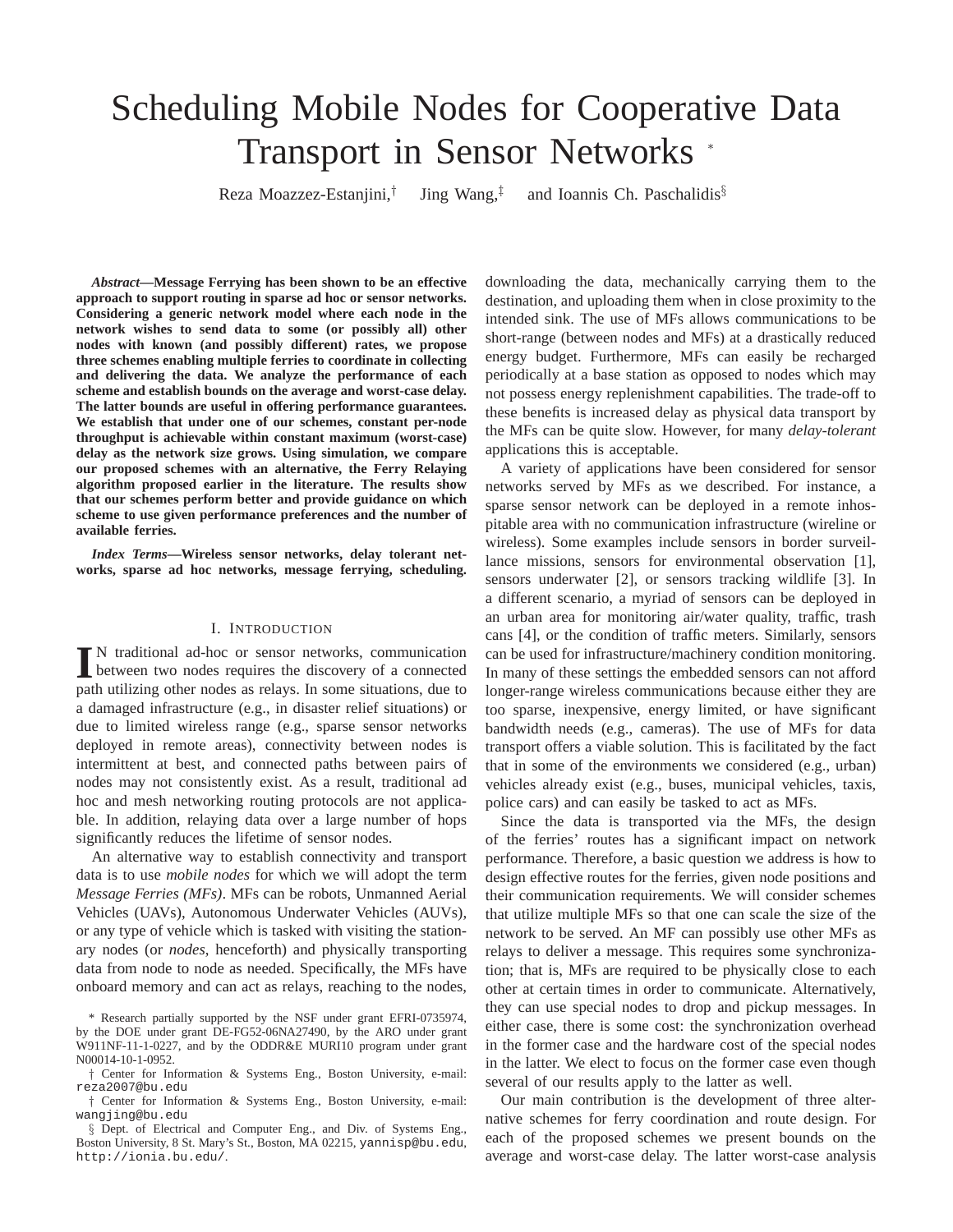# Scheduling Mobile Nodes for Cooperative Data Transport in Sensor Networks *

Reza Moazzez-Estanjini,† Jing Wang,‡ and Ioannis Ch. Paschalidis§

***Abstract*—Message Ferrying has been shown to be an effective approach to support routing in sparse ad hoc or sensor networks. Considering a generic network model where each node in the network wishes to send data to some (or possibly all) other nodes with known (and possibly different) rates, we propose three schemes enabling multiple ferries to coordinate in collecting and delivering the data. We analyze the performance of each scheme and establish bounds on the average and worst-case delay. The latter bounds are useful in offering performance guarantees. We establish that under one of our schemes, constant per-node throughput is achievable within constant maximum (worst-case) delay as the network size grows. Using simulation, we compare our proposed schemes with an alternative, the Ferry Relaying algorithm proposed earlier in the literature. The results show that our schemes perform better and provide guidance on which scheme to use given performance preferences and the number of available ferries.**

***Index Terms*—Wireless sensor networks, delay tolerant networks, sparse ad hoc networks, message ferrying, scheduling.**

## I. Introduction

In traditional ad-hoc or sensor networks, communication between two nodes requires the discovery of a connected path utilizing other nodes as relays. In some situations, due to a damaged infrastructure (e.g., in disaster relief situations) or due to limited wireless range (e.g., sparse sensor networks deployed in remote areas), connectivity between nodes is intermittent at best, and connected paths between pairs of nodes may not consistently exist. As a result, traditional ad hoc and mesh networking routing protocols are not applicable. In addition, relaying data over a large number of hops significantly reduces the lifetime of sensor nodes.

An alternative way to establish connectivity and transport data is to use *mobile nodes* for which we will adopt the term *Message Ferries (MFs)*. MFs can be robots, Unmanned Aerial Vehicles (UAVs), Autonomous Underwater Vehicles (AUVs), or any type of vehicle which is tasked with visiting the stationary nodes (or *nodes*, henceforth) and physically transporting data from node to node as needed. Specifically, the MFs have onboard memory and can act as relays, reaching to the nodes, downloading the data, mechanically carrying them to the destination, and uploading them when in close proximity to the intended sink. The use of MFs allows communications to be short-range (between nodes and MFs) at a drastically reduced energy budget. Furthermore, MFs can easily be recharged periodically at a base station as opposed to nodes which may not possess energy replenishment capabilities. The trade-off to these benefits is increased delay as physical data transport by the MFs can be quite slow. However, for many *delay-tolerant* applications this is acceptable.

A variety of applications have been considered for sensor networks served by MFs as we described. For instance, a sparse sensor network can be deployed in a remote inhospitable area with no communication infrastructure (wireline or wireless). Some examples include sensors in border surveillance missions, sensors for environmental observation [1], sensors underwater [2], or sensors tracking wildlife [3]. In a different scenario, a myriad of sensors can be deployed in an urban area for monitoring air/water quality, traffic, trash cans [4], or the condition of traffic meters. Similarly, sensors can be used for infrastructure/machinery condition monitoring. In many of these settings the embedded sensors can not afford longer-range wireless communications because either they are too sparse, inexpensive, energy limited, or have significant bandwidth needs (e.g., cameras). The use of MFs for data transport offers a viable solution. This is facilitated by the fact that in some of the environments we considered (e.g., urban) vehicles already exist (e.g., buses, municipal vehicles, taxis, police cars) and can easily be tasked to act as MFs.

Since the data is transported via the MFs, the design of the ferries' routes has a significant impact on network performance. Therefore, a basic question we address is how to design effective routes for the ferries, given node positions and their communication requirements. We will consider schemes that utilize multiple MFs so that one can scale the size of the network to be served. An MF can possibly use other MFs as relays to deliver a message. This requires some synchronization; that is, MFs are required to be physically close to each other at certain times in order to communicate. Alternatively, they can use special nodes to drop and pickup messages. In either case, there is some cost: the synchronization overhead in the former case and the hardware cost of the special nodes in the latter. We elect to focus on the former case even though several of our results apply to the latter as well.

Our main contribution is the development of three alternative schemes for ferry coordination and route design. For each of the proposed schemes we present bounds on the average and worst-case delay. The latter worst-case analysis

* Research partially supported by the NSF under grant EFRI-0735974, by the DOE under grant DE-FG52-06NA27490, by the ARO under grant W911NF-11-1-0227, and by the ODDR&E MURI10 program under grant N00014-10-1-0952.

† Center for Information & Systems Eng., Boston University, e-mail: reza2007@bu.edu

‡ Center for Information & Systems Eng., Boston University, e-mail: wangjing@bu.edu

§ Dept. of Electrical and Computer Eng., and Div. of Systems Eng., Boston University, 8 St. Mary's St., Boston, MA 02215, yannisp@bu.edu, http://ionia.bu.edu/.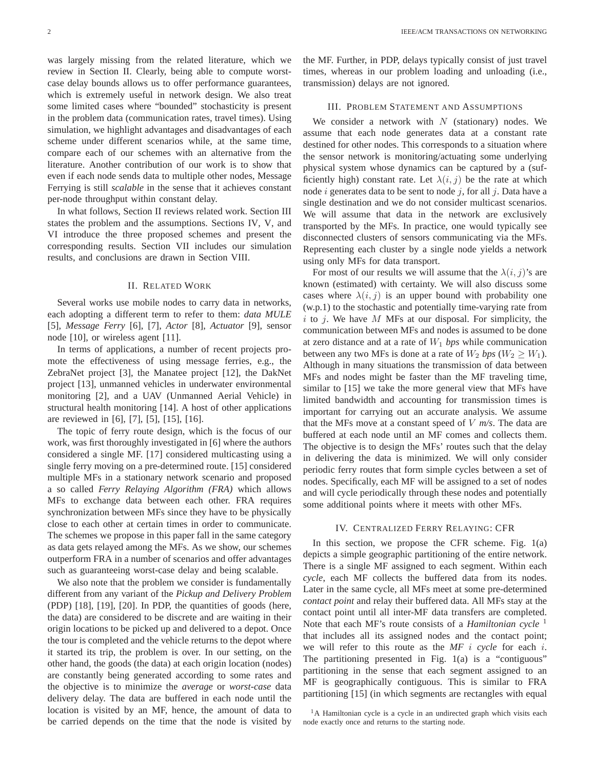was largely missing from the related literature, which we review in Section II. Clearly, being able to compute worst-case delay bounds allows us to offer performance guarantees, which is extremely useful in network design. We also treat some limited cases where "bounded" stochasticity is present in the problem data (communication rates, travel times). Using simulation, we highlight advantages and disadvantages of each scheme under different scenarios while, at the same time, compare each of our schemes with an alternative from the literature. Another contribution of our work is to show that even if each node sends data to multiple other nodes, Message Ferrying is still *scalable* in the sense that it achieves constant per-node throughput within constant delay.

In what follows, Section II reviews related work. Section III states the problem and the assumptions. Sections IV, V, and VI introduce the three proposed schemes and present the corresponding results. Section VII includes our simulation results, and conclusions are drawn in Section VIII.

## II. Related Work

Several works use mobile nodes to carry data in networks, each adopting a different term to refer to them: *data MULE* [5], *Message Ferry* [6], [7], *Actor* [8], *Actuator* [9], sensor node [10], or wireless agent [11].

In terms of applications, a number of recent projects promote the effectiveness of using message ferries, e.g., the ZebraNet project [3], the Manatee project [12], the DakNet project [13], unmanned vehicles in underwater environmental monitoring [2], and a UAV (Unmanned Aerial Vehicle) in structural health monitoring [14]. A host of other applications are reviewed in [6], [7], [5], [15], [16].

The topic of ferry route design, which is the focus of our work, was first thoroughly investigated in [6] where the authors considered a single MF. [17] considered multicasting using a single ferry moving on a pre-determined route. [15] considered multiple MFs in a stationary network scenario and proposed a so called *Ferry Relaying Algorithm (FRA)* which allows MFs to exchange data between each other. FRA requires synchronization between MFs since they have to be physically close to each other at certain times in order to communicate. The schemes we propose in this paper fall in the same category as data gets relayed among the MFs. As we show, our schemes outperform FRA in a number of scenarios and offer advantages such as guaranteeing worst-case delay and being scalable.

We also note that the problem we consider is fundamentally different from any variant of the *Pickup and Delivery Problem* (PDP) [18], [19], [20]. In PDP, the quantities of goods (here, the data) are considered to be discrete and are waiting in their origin locations to be picked up and delivered to a depot. Once the tour is completed and the vehicle returns to the depot where it started its trip, the problem is over. In our setting, on the other hand, the goods (the data) at each origin location (nodes) are constantly being generated according to some rates and the objective is to minimize the *average* or *worst-case* data delivery delay. The data are buffered in each node until the location is visited by an MF, hence, the amount of data to be carried depends on the time that the node is visited by the MF. Further, in PDP, delays typically consist of just travel times, whereas in our problem loading and unloading (i.e., transmission) delays are not ignored.

## III. Problem Statement and Assumptions

We consider a network with $N$ (stationary) nodes. We assume that each node generates data at a constant rate destined for other nodes. This corresponds to a situation where the sensor network is monitoring/actuating some underlying physical system whose dynamics can be captured by a (sufficiently high) constant rate. Let $\lambda(i,j)$ be the rate at which node $i$ generates data to be sent to node $j$, for all $j$. Data have a single destination and we do not consider multicast scenarios. We will assume that data in the network are exclusively transported by the MFs. In practice, one would typically see disconnected clusters of sensors communicating via the MFs. Representing each cluster by a single node yields a network using only MFs for data transport.

For most of our results we will assume that the $\lambda(i,j)$'s are known (estimated) with certainty. We will also discuss some cases where $\lambda(i,j)$ is an upper bound with probability one (w.p.1) to the stochastic and potentially time-varying rate from $i$ to $j$. We have $M$ MFs at our disposal. For simplicity, the communication between MFs and nodes is assumed to be done at zero distance and at a rate of $W_1$ *bps* while communication between any two MFs is done at a rate of $W_2$ *bps* ($W_2 \geq W_1$). Although in many situations the transmission of data between MFs and nodes might be faster than the MF traveling time, similar to [15] we take the more general view that MFs have limited bandwidth and accounting for transmission times is important for carrying out an accurate analysis. We assume that the MFs move at a constant speed of $V$ *m/s*. The data are buffered at each node until an MF comes and collects them. The objective is to design the MFs' routes such that the delay in delivering the data is minimized. We will only consider periodic ferry routes that form simple cycles between a set of nodes. Specifically, each MF will be assigned to a set of nodes and will cycle periodically through these nodes and potentially some additional points where it meets with other MFs.

## IV. Centralized Ferry Relaying: CFR

In this section, we propose the CFR scheme. Fig. 1(a) depicts a simple geographic partitioning of the entire network. There is a single MF assigned to each segment. Within each *cycle*, each MF collects the buffered data from its nodes. Later in the same cycle, all MFs meet at some pre-determined *contact point* and relay their buffered data. All MFs stay at the contact point until all inter-MF data transfers are completed. Note that each MF's route consists of a *Hamiltonian cycle* [1] that includes all its assigned nodes and the contact point; we will refer to this route as the *MF $i$ cycle* for each $i$. The partitioning presented in Fig. 1(a) is a "contiguous" partitioning in the sense that each segment assigned to an MF is geographically contiguous. This is similar to FRA partitioning [15] (in which segments are rectangles with equal

[1] A Hamiltonian cycle is a cycle in an undirected graph which visits each node exactly once and returns to the starting node.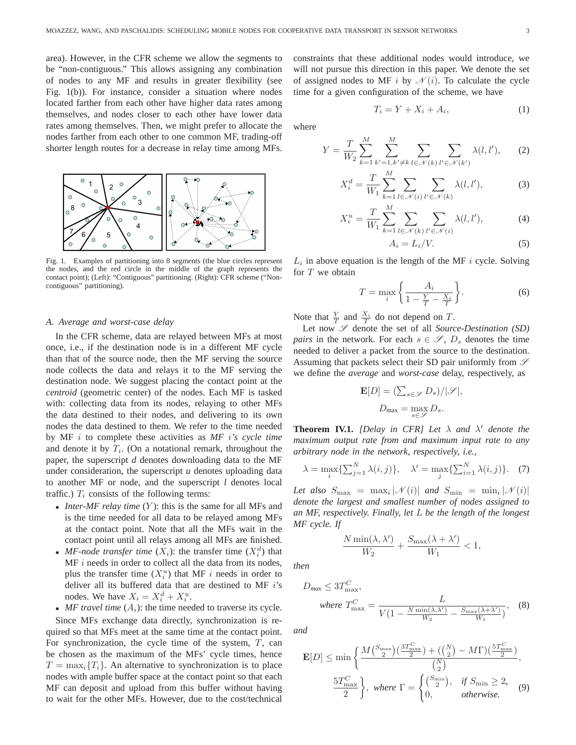area). However, in the CFR scheme we allow the segments to be "non-contiguous." This allows assigning any combination of nodes to any MF and results in greater flexibility (see Fig. 1(b)). For instance, consider a situation where nodes located farther from each other have higher data rates among themselves, and nodes closer to each other have lower data rates among themselves. Then, we might prefer to allocate the nodes farther from each other to one common MF, trading-off shorter length routes for a decrease in relay time among MFs.

Fig. 1. Examples of partitioning into 8 segments (the blue circles represent the nodes, and the red circle in the middle of the graph represents the contact point); (Left): "Contiguous" partitioning. (Right): CFR scheme ("Non-contiguous" partitioning).

### A. Average and worst-case delay

In the CFR scheme, data are relayed between MFs at most once, i.e., if the destination node is in a different MF cycle than that of the source node, then the MF serving the source node collects the data and relays it to the MF serving the destination node. We suggest placing the contact point at the *centroid* (geometric center) of the nodes. Each MF is tasked with: collecting data from its nodes, relaying to other MFs the data destined to their nodes, and delivering to its own nodes the data destined to them. We refer to the time needed by MF $i$ to complete these activities as *MF $i$'s cycle time* and denote it by $T_i$. (On a notational remark, throughout the paper, the superscript *d* denotes downloading data to the MF under consideration, the superscript *u* denotes uploading data to another MF or node, and the superscript *l* denotes local traffic.) $T_i$ consists of the following terms:

- *Inter-MF relay time* ($Y$): this is the same for all MFs and is the time needed for all data to be relayed among MFs at the contact point. Note that all the MFs wait in the contact point until all relays among all MFs are finished.
- *MF-node transfer time* ($X_i$): the transfer time ($X_i^d$) that MF $i$ needs in order to collect all the data from its nodes, plus the transfer time ($X_i^u$) that MF $i$ needs in order to deliver all its buffered data that are destined to MF $i$'s nodes. We have $X_i = X_i^d + X_i^u$.
- *MF travel time* ($A_i$): the time needed to traverse its cycle.

Since MFs exchange data directly, synchronization is required so that MFs meet at the same time at the contact point. For synchronization, the cycle time of the system, $T$, can be chosen as the maximum of the MFs' cycle times, hence $T = \max_i\{T_i\}$. An alternative to synchronization is to place nodes with ample buffer space at the contact point so that each MF can deposit and upload from this buffer without having to wait for the other MFs. However, due to the cost/technical constraints that these additional nodes would introduce, we will not pursue this direction in this paper. We denote the set of assigned nodes to MF $i$ by $\mathscr{N}(i)$. To calculate the cycle time for a given configuration of the scheme, we have

$$T_i = Y + X_i + A_i, \tag{1}$$

where

$$Y = \frac{T}{W_2}\sum_{k=1}^{M}\sum_{k'=1,k'\neq k}^{M}\sum_{l\in\mathscr{N}(k)}\sum_{l'\in\mathscr{N}(k')}\lambda(l,l'), \tag{2}$$

$$X_i^d = \frac{T}{W_1}\sum_{k=1}^{M}\sum_{l\in\mathscr{N}(i)}\sum_{l'\in\mathscr{N}(k)}\lambda(l,l'), \tag{3}$$

$$X_i^u = \frac{T}{W_1}\sum_{k=1}^{M}\sum_{l\in\mathscr{N}(k)}\sum_{l'\in\mathscr{N}(i)}\lambda(l,l'), \tag{4}$$

$$A_i = L_i/V. \tag{5}$$

$L_i$ in above equation is the length of the MF $i$ cycle. Solving for $T$ we obtain

$$T = \max_i\left\{\frac{A_i}{1-\frac{Y}{T}-\frac{X_i}{T}}\right\}. \tag{6}$$

Note that $\frac{Y}{T}$ and $\frac{X_i}{T}$ do not depend on $T$.

Let now $\mathscr{S}$ denote the set of all *Source-Destination (SD) pairs* in the network. For each $s\in\mathscr{S}$, $D_s$ denotes the time needed to deliver a packet from the source to the destination. Assuming that packets select their SD pair uniformly from $\mathscr{S}$ we define the *average* and *worst-case* delay, respectively, as

$$\mathbf{E}[D] = (\textstyle\sum_{s\in\mathscr{S}} D_s)/|\mathscr{S}|,$$

$$D_{\max} = \max_{s\in\mathscr{S}} D_s.$$

**Theorem IV.1.** *[Delay in CFR] Let $\lambda$ and $\lambda'$ denote the maximum output rate from and maximum input rate to any arbitrary node in the network, respectively, i.e.,*

$$\lambda = \max_i\{\textstyle\sum_{j=1}^N \lambda(i,j)\}, \quad \lambda' = \max_j\{\textstyle\sum_{i=1}^N \lambda(i,j)\}. \tag{7}$$

*Let also $S_{\max} = \max_i|\mathscr{N}(i)|$ and $S_{\min} = \min_i|\mathscr{N}(i)|$ denote the largest and smallest number of nodes assigned to an MF, respectively. Finally, let $L$ be the length of the longest MF cycle. If*

$$\frac{N\min(\lambda,\lambda')}{W_2} + \frac{S_{\max}(\lambda+\lambda')}{W_1} < 1,$$

*then*

$$D_{max} \le 3T_{\max}^C,$$
$$\text{where } T_{\max}^C = \frac{L}{V(1-\frac{N\min(\lambda,\lambda')}{W_2}-\frac{S_{\max}(\lambda+\lambda')}{W_1})}, \tag{8}$$

*and*

$$\mathbf{E}[D] \le \min\left\{\frac{M\binom{S_{\max}}{2}\left(\frac{3T_{\max}^C}{2}\right)+\left(\binom{N}{2}-M\Gamma\right)\left(\frac{5T_{\max}^C}{2}\right)}{\binom{N}{2}},\right.$$
$$\left.\frac{5T_{\max}^C}{2}\right\},\ \text{where } \Gamma = \begin{cases}\binom{S_{\min}}{2}, & \text{if } S_{\min}\ge 2,\\ 0, & \text{otherwise.}\end{cases} \tag{9}$$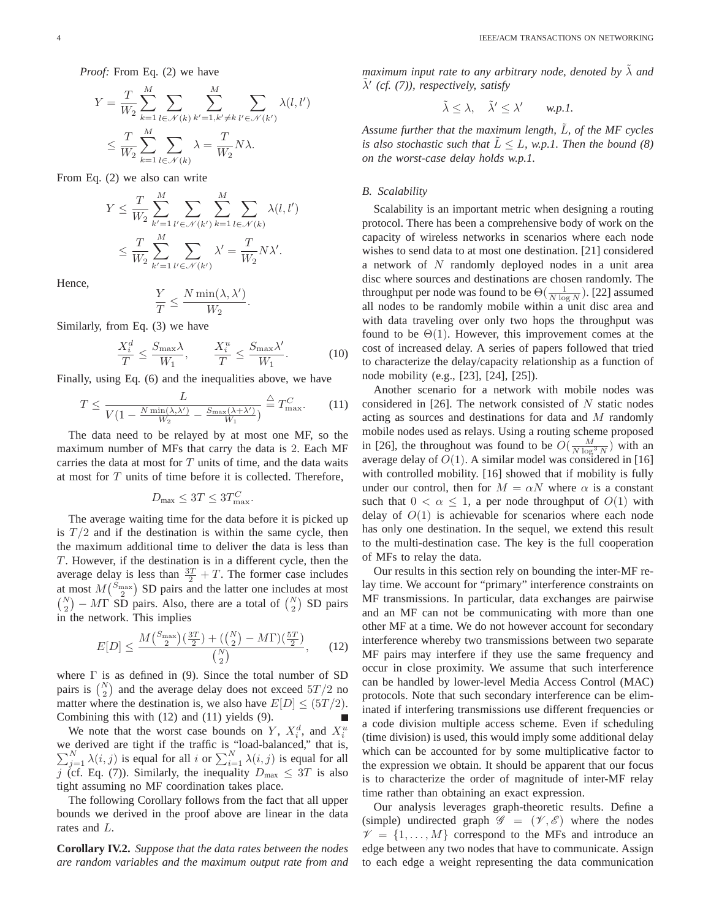*Proof:* From Eq. (2) we have

$$Y = \frac{T}{W_2} \sum_{k=1}^{M} \sum_{l \in \mathscr{N}(k)} \sum_{k'=1, k' \neq k}^{M} \sum_{l' \in \mathscr{N}(k')} \lambda(l, l')$$

$$\leq \frac{T}{W_2} \sum_{k=1}^{M} \sum_{l \in \mathscr{N}(k)} \lambda = \frac{T}{W_2} N \lambda.$$

From Eq. (2) we also can write

$$Y \leq \frac{T}{W_2} \sum_{k'=1}^{M} \sum_{l' \in \mathscr{N}(k')} \sum_{k=1}^{M} \sum_{l \in \mathscr{N}(k)} \lambda(l, l')$$

$$\leq \frac{T}{W_2} \sum_{k'=1}^{M} \sum_{l' \in \mathscr{N}(k')} \lambda' = \frac{T}{W_2} N \lambda'.$$

Hence,

$$\frac{Y}{T} \leq \frac{N \min(\lambda, \lambda')}{W_2}.$$

Similarly, from Eq. (3) we have

$$\frac{X_i^d}{T} \leq \frac{S_{\max} \lambda}{W_1}, \qquad \frac{X_i^u}{T} \leq \frac{S_{\max} \lambda'}{W_1}. \tag{10}$$

Finally, using Eq. (6) and the inequalities above, we have

$$T \leq \frac{L}{V(1 - \frac{N \min(\lambda, \lambda')}{W_2} - \frac{S_{\max}(\lambda + \lambda')}{W_1})} \stackrel{\triangle}{=} T_{\max}^C. \tag{11}$$

The data need to be relayed by at most one MF, so the maximum number of MFs that carry the data is 2. Each MF carries the data at most for $T$ units of time, and the data waits at most for $T$ units of time before it is collected. Therefore,

$$D_{\max} \leq 3T \leq 3T_{\max}^C.$$

The average waiting time for the data before it is picked up is $T/2$ and if the destination is within the same cycle, then the maximum additional time to deliver the data is less than $T$. However, if the destination is in a different cycle, then the average delay is less than $\frac{3T}{2} + T$. The former case includes at most $M\binom{S_{\max}}{2}$ SD pairs and the latter one includes at most $\binom{N}{2} - M\Gamma$ SD pairs. Also, there are a total of $\binom{N}{2}$ SD pairs in the network. This implies

$$E[D] \leq \frac{M\binom{S_{\max}}{2}(\frac{3T}{2}) + (\binom{N}{2} - M\Gamma)(\frac{5T}{2})}{\binom{N}{2}}, \tag{12}$$

where $\Gamma$ is as defined in (9). Since the total number of SD pairs is $\binom{N}{2}$ and the average delay does not exceed $5T/2$ no matter where the destination is, we also have $E[D] \leq (5T/2)$. Combining this with (12) and (11) yields (9). ∎

We note that the worst case bounds on $Y$, $X_i^d$, and $X_i^u$ we derived are tight if the traffic is "load-balanced," that is, $\sum_{j=1}^{N} \lambda(i, j)$ is equal for all $i$ or $\sum_{i=1}^{N} \lambda(i, j)$ is equal for all $j$ (cf. Eq. (7)). Similarly, the inequality $D_{\max} \leq 3T$ is also tight assuming no MF coordination takes place.

The following Corollary follows from the fact that all upper bounds we derived in the proof above are linear in the data rates and $L$.

**Corollary IV.2.** *Suppose that the data rates between the nodes are random variables and the maximum output rate from and maximum input rate to any arbitrary node, denoted by $\tilde{\lambda}$ and $\tilde{\lambda}'$ (cf. (7)), respectively, satisfy*

$$\tilde{\lambda} \leq \lambda, \quad \tilde{\lambda}' \leq \lambda' \qquad \textit{w.p.1.}$$

*Assume further that the maximum length, $\tilde{L}$, of the MF cycles is also stochastic such that $\tilde{L} \leq L$, w.p.1. Then the bound (8) on the worst-case delay holds w.p.1.*

### *B. Scalability*

Scalability is an important metric when designing a routing protocol. There has been a comprehensive body of work on the capacity of wireless networks in scenarios where each node wishes to send data to at most one destination. [21] considered a network of $N$ randomly deployed nodes in a unit area disc where sources and destinations are chosen randomly. The throughput per node was found to be $\Theta(\frac{1}{N \log N})$. [22] assumed all nodes to be randomly mobile within a unit disc area and with data traveling over only two hops the throughput was found to be $\Theta(1)$. However, this improvement comes at the cost of increased delay. A series of papers followed that tried to characterize the delay/capacity relationship as a function of node mobility (e.g., [23], [24], [25]).

Another scenario for a network with mobile nodes was considered in [26]. The network consisted of $N$ static nodes acting as sources and destinations for data and $M$ randomly mobile nodes used as relays. Using a routing scheme proposed in [26], the throughout was found to be $O(\frac{M}{N \log^3 N})$ with an average delay of $O(1)$. A similar model was considered in [16] with controlled mobility. [16] showed that if mobility is fully under our control, then for $M = \alpha N$ where $\alpha$ is a constant such that $0 < \alpha \leq 1$, a per node throughput of $O(1)$ with delay of $O(1)$ is achievable for scenarios where each node has only one destination. In the sequel, we extend this result to the multi-destination case. The key is the full cooperation of MFs to relay the data.

Our results in this section rely on bounding the inter-MF relay time. We account for "primary" interference constraints on MF transmissions. In particular, data exchanges are pairwise and an MF can not be communicating with more than one other MF at a time. We do not however account for secondary interference whereby two transmissions between two separate MF pairs may interfere if they use the same frequency and occur in close proximity. We assume that such interference can be handled by lower-level Media Access Control (MAC) protocols. Note that such secondary interference can be eliminated if interfering transmissions use different frequencies or a code division multiple access scheme. Even if scheduling (time division) is used, this would imply some additional delay which can be accounted for by some multiplicative factor to the expression we obtain. It should be apparent that our focus is to characterize the order of magnitude of inter-MF relay time rather than obtaining an exact expression.

Our analysis leverages graph-theoretic results. Define a (simple) undirected graph $\mathscr{G} = (\mathscr{V}, \mathscr{E})$ where the nodes $\mathscr{V} = \{1, \ldots, M\}$ correspond to the MFs and introduce an edge between any two nodes that have to communicate. Assign to each edge a weight representing the data communication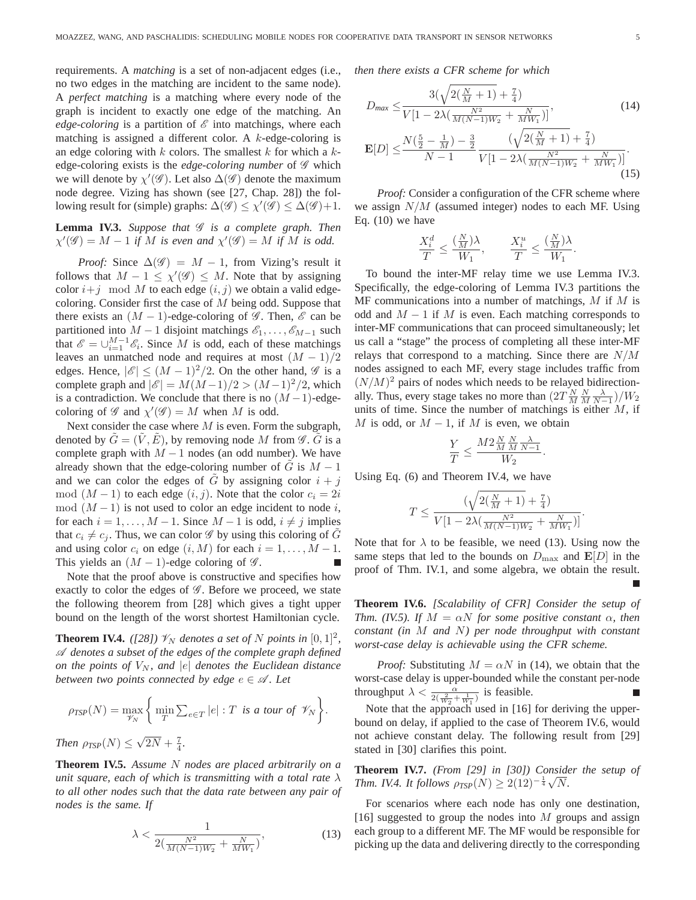requirements. A *matching* is a set of non-adjacent edges (i.e., no two edges in the matching are incident to the same node). A *perfect matching* is a matching where every node of the graph is incident to exactly one edge of the matching. An *edge-coloring* is a partition of $\mathscr{E}$ into matchings, where each matching is assigned a different color. A $k$-edge-coloring is an edge coloring with $k$ colors. The smallest $k$ for which a $k$-edge-coloring exists is the *edge-coloring number* of $\mathscr{G}$ which we will denote by $\chi'(\mathscr{G})$. Let also $\Delta(\mathscr{G})$ denote the maximum node degree. Vizing has shown (see [27, Chap. 28]) the following result for (simple) graphs: $\Delta(\mathscr{G}) \leq \chi'(\mathscr{G}) \leq \Delta(\mathscr{G})+1$.

**Lemma IV.3.** *Suppose that $\mathscr{G}$ is a complete graph. Then $\chi'(\mathscr{G}) = M-1$ if $M$ is even and $\chi'(\mathscr{G}) = M$ if $M$ is odd.*

*Proof:* Since $\Delta(\mathscr{G}) = M-1$, from Vizing's result it follows that $M-1 \leq \chi'(\mathscr{G}) \leq M$. Note that by assigning color $i+j \mod M$ to each edge $(i,j)$ we obtain a valid edge-coloring. Consider first the case of $M$ being odd. Suppose that there exists an $(M-1)$-edge-coloring of $\mathscr{G}$. Then, $\mathscr{E}$ can be partitioned into $M-1$ disjoint matchings $\mathscr{E}_1, \ldots, \mathscr{E}_{M-1}$ such that $\mathscr{E} = \cup_{i=1}^{M-1}\mathscr{E}_i$. Since $M$ is odd, each of these matchings leaves an unmatched node and requires at most $(M-1)/2$ edges. Hence, $|\mathscr{E}| \leq (M-1)^2/2$. On the other hand, $\mathscr{G}$ is a complete graph and $|\mathscr{E}| = M(M-1)/2 > (M-1)^2/2$, which is a contradiction. We conclude that there is no $(M-1)$-edge-coloring of $\mathscr{G}$ and $\chi'(\mathscr{G}) = M$ when $M$ is odd.

Next consider the case where $M$ is even. Form the subgraph, denoted by $\tilde{G} = (\tilde{V}, \tilde{E})$, by removing node $M$ from $\mathscr{G}$. $\tilde{G}$ is a complete graph with $M-1$ nodes (an odd number). We have already shown that the edge-coloring number of $\tilde{G}$ is $M-1$ and we can color the edges of $\tilde{G}$ by assigning color $i+j \mod (M-1)$ to each edge $(i,j)$. Note that the color $c_i = 2i \mod (M-1)$ is not used to color an edge incident to node $i$, for each $i = 1, \ldots, M-1$. Since $M-1$ is odd, $i \neq j$ implies that $c_i \neq c_j$. Thus, we can color $\mathscr{G}$ by using this coloring of $\tilde{G}$ and using color $c_i$ on edge $(i, M)$ for each $i = 1, \ldots, M-1$. This yields an $(M-1)$-edge coloring of $\mathscr{G}$. ∎

Note that the proof above is constructive and specifies how exactly to color the edges of $\mathscr{G}$. Before we proceed, we state the following theorem from [28] which gives a tight upper bound on the length of the worst shortest Hamiltonian cycle.

**Theorem IV.4.** *([28]) $\mathscr{V}_N$ denotes a set of $N$ points in $[0,1]^2$, $\mathscr{A}$ denotes a subset of the edges of the complete graph defined on the points of $V_N$, and $|e|$ denotes the Euclidean distance between two points connected by edge $e \in \mathscr{A}$. Let*

$$\rho_{TSP}(N) = \max_{\mathscr{V}_N} \left\{ \min_T \textstyle\sum_{e \in T} |e| : T \text{ is a tour of } \mathscr{V}_N \right\}.$$

*Then $\rho_{TSP}(N) \leq \sqrt{2N} + \frac{7}{4}$.*

**Theorem IV.5.** *Assume $N$ nodes are placed arbitrarily on a unit square, each of which is transmitting with a total rate $\lambda$ to all other nodes such that the data rate between any pair of nodes is the same. If*

$$\lambda < \frac{1}{2(\frac{N^2}{M(N-1)W_2} + \frac{N}{MW_1})}, \tag{13}$$

*then there exists a CFR scheme for which*

$$D_{max} \leq \frac{3(\sqrt{2(\frac{N}{M}+1)} + \frac{7}{4})}{V[1 - 2\lambda(\frac{N^2}{M(N-1)W_2} + \frac{N}{MW_1})]}, \tag{14}$$

$$\mathbf{E}[D] \leq \frac{N(\frac{5}{2} - \frac{1}{M}) - \frac{3}{2}}{N-1} \frac{(\sqrt{2(\frac{N}{M}+1)} + \frac{7}{4})}{V[1 - 2\lambda(\frac{N^2}{M(N-1)W_2} + \frac{N}{MW_1})]}. \tag{15}$$

*Proof:* Consider a configuration of the CFR scheme where we assign $N/M$ (assumed integer) nodes to each MF. Using Eq. (10) we have

$$\frac{X_i^d}{T} \leq \frac{(\frac{N}{M})\lambda}{W_1}, \qquad \frac{X_i^u}{T} \leq \frac{(\frac{N}{M})\lambda}{W_1}.$$

To bound the inter-MF relay time we use Lemma IV.3. Specifically, the edge-coloring of Lemma IV.3 partitions the MF communications into a number of matchings, $M$ if $M$ is odd and $M-1$ if $M$ is even. Each matching corresponds to inter-MF communications that can proceed simultaneously; let us call a "stage" the process of completing all these inter-MF relays that correspond to a matching. Since there are $N/M$ nodes assigned to each MF, every stage includes traffic from $(N/M)^2$ pairs of nodes which needs to be relayed bidirectionally. Thus, every stage takes no more than $(2T\frac{N}{M}\frac{N}{M}\frac{\lambda}{N-1})/W_2$ units of time. Since the number of matchings is either $M$, if $M$ is odd, or $M-1$, if $M$ is even, we obtain

$$\frac{Y}{T} \leq \frac{M2\frac{N}{M}\frac{N}{M}\frac{\lambda}{N-1}}{W_2}.$$

Using Eq. (6) and Theorem IV.4, we have

$$T \leq \frac{(\sqrt{2(\frac{N}{M}+1)} + \frac{7}{4})}{V[1 - 2\lambda(\frac{N^2}{M(N-1)W_2} + \frac{N}{MW_1})]}.$$

Note that for $\lambda$ to be feasible, we need (13). Using now the same steps that led to the bounds on $D_{\max}$ and $\mathbf{E}[D]$ in the proof of Thm. IV.1, and some algebra, we obtain the result. ∎

**Theorem IV.6.** *[Scalability of CFR] Consider the setup of Thm. (IV.5). If $M = \alpha N$ for some positive constant $\alpha$, then constant (in $M$ and $N$) per node throughput with constant worst-case delay is achievable using the CFR scheme.*

*Proof:* Substituting $M = \alpha N$ in (14), we obtain that the worst-case delay is upper-bounded while the constant per-node throughput $\lambda < \frac{\alpha}{2(\frac{2}{W_2} + \frac{1}{W_1})}$ is feasible. ∎

Note that the approach used in [16] for deriving the upper-bound on delay, if applied to the case of Theorem IV.6, would not achieve constant delay. The following result from [29] stated in [30] clarifies this point.

**Theorem IV.7.** *(From [29] in [30]) Consider the setup of Thm. IV.4. It follows $\rho_{TSP}(N) \geq 2(12)^{-\frac{1}{4}}\sqrt{N}$.*

For scenarios where each node has only one destination, [16] suggested to group the nodes into $M$ groups and assign each group to a different MF. The MF would be responsible for picking up the data and delivering directly to the corresponding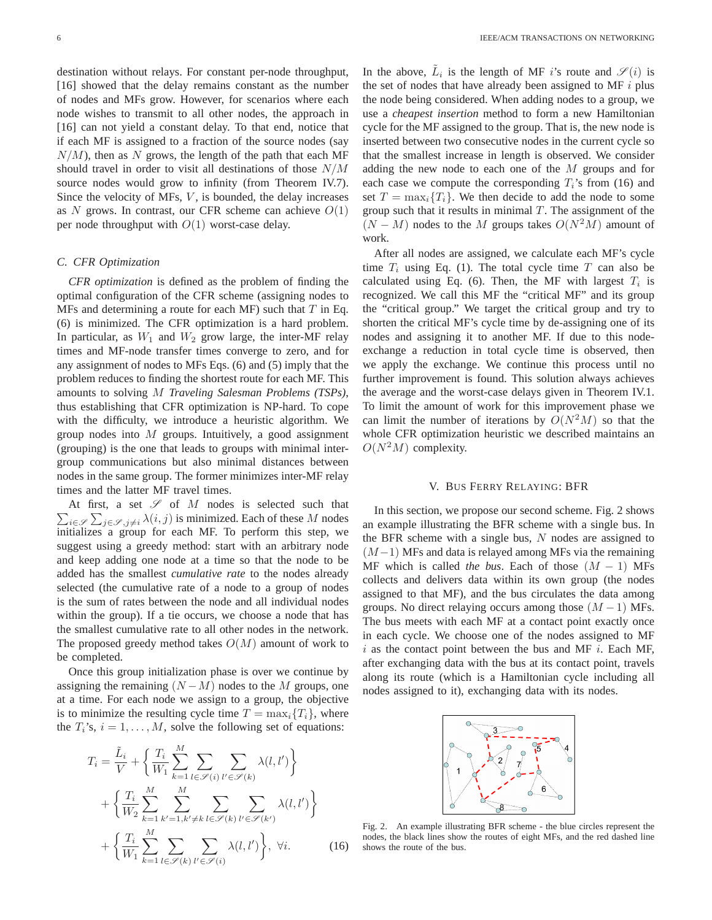destination without relays. For constant per-node throughput, [16] showed that the delay remains constant as the number of nodes and MFs grow. However, for scenarios where each node wishes to transmit to all other nodes, the approach in [16] can not yield a constant delay. To that end, notice that if each MF is assigned to a fraction of the source nodes (say $N/M$), then as $N$ grows, the length of the path that each MF should travel in order to visit all destinations of those $N/M$ source nodes would grow to infinity (from Theorem IV.7). Since the velocity of MFs, $V$, is bounded, the delay increases as $N$ grows. In contrast, our CFR scheme can achieve $O(1)$ per node throughput with $O(1)$ worst-case delay.

### C. CFR Optimization

*CFR optimization* is defined as the problem of finding the optimal configuration of the CFR scheme (assigning nodes to MFs and determining a route for each MF) such that $T$ in Eq. (6) is minimized. The CFR optimization is a hard problem. In particular, as $W_1$ and $W_2$ grow large, the inter-MF relay times and MF-node transfer times converge to zero, and for any assignment of nodes to MFs Eqs. (6) and (5) imply that the problem reduces to finding the shortest route for each MF. This amounts to solving $M$ *Traveling Salesman Problems (TSPs)*, thus establishing that CFR optimization is NP-hard. To cope with the difficulty, we introduce a heuristic algorithm. We group nodes into $M$ groups. Intuitively, a good assignment (grouping) is the one that leads to groups with minimal inter-group communications but also minimal distances between nodes in the same group. The former minimizes inter-MF relay times and the latter MF travel times.

At first, a set $\mathscr{S}$ of $M$ nodes is selected such that $\sum_{i\in\mathscr{S}}\sum_{j\in\mathscr{S},j\neq i}\lambda(i,j)$ is minimized. Each of these $M$ nodes initializes a group for each MF. To perform this step, we suggest using a greedy method: start with an arbitrary node and keep adding one node at a time so that the node to be added has the smallest *cumulative rate* to the nodes already selected (the cumulative rate of a node to a group of nodes is the sum of rates between the node and all individual nodes within the group). If a tie occurs, we choose a node that has the smallest cumulative rate to all other nodes in the network. The proposed greedy method takes $O(M)$ amount of work to be completed.

Once this group initialization phase is over we continue by assigning the remaining $(N-M)$ nodes to the $M$ groups, one at a time. For each node we assign to a group, the objective is to minimize the resulting cycle time $T = \max_i\{T_i\}$, where the $T_i$'s, $i = 1, \ldots, M$, solve the following set of equations:

$$
\begin{aligned}
T_i = \frac{\tilde{L}_i}{V} &+ \left\{\frac{T_i}{W_1}\sum_{k=1}^{M}\sum_{l\in\mathscr{S}(i)}\sum_{l'\in\mathscr{S}(k)}\lambda(l,l')\right\} \\
&+ \left\{\frac{T_i}{W_2}\sum_{k=1}^{M}\sum_{k'=1,k'\neq k}^{M}\sum_{l\in\mathscr{S}(k)}\sum_{l'\in\mathscr{S}(k')}\lambda(l,l')\right\} \\
&+ \left\{\frac{T_i}{W_1}\sum_{k=1}^{M}\sum_{l\in\mathscr{S}(k)}\sum_{l'\in\mathscr{S}(i)}\lambda(l,l')\right\}, \ \forall i. \qquad (16)
\end{aligned}
$$

In the above, $\tilde{L}_i$ is the length of MF $i$'s route and $\mathscr{S}(i)$ is the set of nodes that have already been assigned to MF $i$ plus the node being considered. When adding nodes to a group, we use a *cheapest insertion* method to form a new Hamiltonian cycle for the MF assigned to the group. That is, the new node is inserted between two consecutive nodes in the current cycle so that the smallest increase in length is observed. We consider adding the new node to each one of the $M$ groups and for each case we compute the corresponding $T_i$'s from (16) and set $T = \max_i\{T_i\}$. We then decide to add the node to some group such that it results in minimal $T$. The assignment of the $(N-M)$ nodes to the $M$ groups takes $O(N^2M)$ amount of work.

After all nodes are assigned, we calculate each MF's cycle time $T_i$ using Eq. (1). The total cycle time $T$ can also be calculated using Eq. (6). Then, the MF with largest $T_i$ is recognized. We call this MF the "critical MF" and its group the "critical group." We target the critical group and try to shorten the critical MF's cycle time by de-assigning one of its nodes and assigning it to another MF. If due to this node-exchange a reduction in total cycle time is observed, then we apply the exchange. We continue this process until no further improvement is found. This solution always achieves the average and the worst-case delays given in Theorem IV.1. To limit the amount of work for this improvement phase we can limit the number of iterations by $O(N^2M)$ so that the whole CFR optimization heuristic we described maintains an $O(N^2M)$ complexity.

## V. Bus Ferry Relaying: BFR

In this section, we propose our second scheme. Fig. 2 shows an example illustrating the BFR scheme with a single bus. In the BFR scheme with a single bus, $N$ nodes are assigned to $(M-1)$ MFs and data is relayed among MFs via the remaining MF which is called *the bus*. Each of those $(M-1)$ MFs collects and delivers data within its own group (the nodes assigned to that MF), and the bus circulates the data among groups. No direct relaying occurs among those $(M-1)$ MFs. The bus meets with each MF at a contact point exactly once in each cycle. We choose one of the nodes assigned to MF $i$ as the contact point between the bus and MF $i$. Each MF, after exchanging data with the bus at its contact point, travels along its route (which is a Hamiltonian cycle including all nodes assigned to it), exchanging data with its nodes.

Fig. 2. An example illustrating BFR scheme - the blue circles represent the nodes, the black lines show the routes of eight MFs, and the red dashed line shows the route of the bus.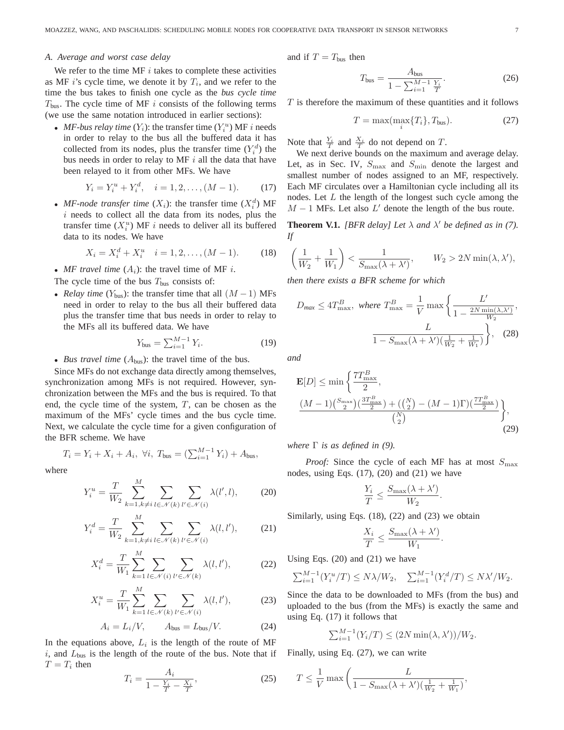### A. Average and worst case delay

We refer to the time MF $i$ takes to complete these activities as MF $i$'s cycle time, we denote it by $T_i$, and we refer to the time the bus takes to finish one cycle as the *bus cycle time* $T_{\text{bus}}$. The cycle time of MF $i$ consists of the following terms (we use the same notation introduced in earlier sections):

- *MF-bus relay time* ($Y_i$): the transfer time ($Y_i^u$) MF $i$ needs in order to relay to the bus all the buffered data it has collected from its nodes, plus the transfer time ($Y_i^d$) the bus needs in order to relay to MF $i$ all the data that have been relayed to it from other MFs. We have

$$Y_i = Y_i^u + Y_i^d, \quad i = 1, 2, \ldots, (M-1). \tag{17}$$

- *MF-node transfer time* ($X_i$): the transfer time ($X_i^d$) MF $i$ needs to collect all the data from its nodes, plus the transfer time ($X_i^u$) MF $i$ needs to deliver all its buffered data to its nodes. We have

$$X_i = X_i^d + X_i^u \quad i = 1, 2, \ldots, (M-1). \tag{18}$$

- *MF travel time* ($A_i$): the travel time of MF $i$.

The cycle time of the bus $T_{\text{bus}}$ consists of:

- *Relay time* ($Y_{\text{bus}}$): the transfer time that all $(M-1)$ MFs need in order to relay to the bus all their buffered data plus the transfer time that bus needs in order to relay to the MFs all its buffered data. We have

$$Y_{\text{bus}} = \textstyle\sum_{i=1}^{M-1} Y_i. \tag{19}$$

- *Bus travel time* ($A_{\text{bus}}$): the travel time of the bus.

Since MFs do not exchange data directly among themselves, synchronization among MFs is not required. However, synchronization between the MFs and the bus is required. To that end, the cycle time of the system, $T$, can be chosen as the maximum of the MFs' cycle times and the bus cycle time. Next, we calculate the cycle time for a given configuration of the BFR scheme. We have

$$T_i = Y_i + X_i + A_i, \ \forall i, \ T_{\text{bus}} = (\textstyle\sum_{i=1}^{M-1} Y_i) + A_{\text{bus}},$$

where

$$Y_i^u = \frac{T}{W_2} \sum_{k=1, k\neq i}^{M} \sum_{l \in \mathscr{N}(k)} \sum_{l' \in \mathscr{N}(i)} \lambda(l', l), \tag{20}$$

$$Y_i^d = \frac{T}{W_2} \sum_{k=1, k\neq i}^{M} \sum_{l \in \mathscr{N}(k)} \sum_{l' \in \mathscr{N}(i)} \lambda(l, l'), \tag{21}$$

$$X_i^d = \frac{T}{W_1} \sum_{k=1}^{M} \sum_{l \in \mathscr{N}(i)} \sum_{l' \in \mathscr{N}(k)} \lambda(l, l'), \tag{22}$$

$$X_i^u = \frac{T}{W_1} \sum_{k=1}^{M} \sum_{l \in \mathscr{N}(k)} \sum_{l' \in \mathscr{N}(i)} \lambda(l, l'), \tag{23}$$

$$A_i = L_i/V, \qquad A_{\text{bus}} = L_{\text{bus}}/V. \tag{24}$$

In the equations above, $L_i$ is the length of the route of MF $i$, and $L_{\text{bus}}$ is the length of the route of the bus. Note that if $T = T_i$ then

$$T_i = \frac{A_i}{1 - \frac{Y_i}{T} - \frac{X_i}{T}}, \tag{25}$$

and if $T = T_{\text{bus}}$ then

$$T_{\text{bus}} = \frac{A_{\text{bus}}}{1 - \sum_{i=1}^{M-1} \frac{Y_i}{T}}. \tag{26}$$

$T$ is therefore the maximum of these quantities and it follows

$$T = \max(\max_i \{T_i\}, T_{\text{bus}}). \tag{27}$$

Note that $\frac{Y_i}{T}$ and $\frac{X_i}{T}$ do not depend on $T$.

We next derive bounds on the maximum and average delay. Let, as in Sec. IV, $S_{\max}$ and $S_{\min}$ denote the largest and smallest number of nodes assigned to an MF, respectively. Each MF circulates over a Hamiltonian cycle including all its nodes. Let $L$ the length of the longest such cycle among the $M-1$ MFs. Let also $L'$ denote the length of the bus route.

**Theorem V.1.** *[BFR delay] Let $\lambda$ and $\lambda'$ be defined as in (7). If*

$$\left(\frac{1}{W_2} + \frac{1}{W_1}\right) < \frac{1}{S_{\max}(\lambda + \lambda')}, \qquad W_2 > 2N \min(\lambda, \lambda'),$$

*then there exists a BFR scheme for which*

$$D_{max} \leq 4T_{\max}^B, \text{ where } T_{\max}^B = \frac{1}{V} \max\left\{ \frac{L'}{1 - \frac{2N \min(\lambda, \lambda')}{W_2}}, \frac{L}{1 - S_{\max}(\lambda + \lambda')(\frac{1}{W_2} + \frac{1}{W_1})} \right\}, \tag{28}$$

*and*

$$\mathbf{E}[D] \leq \min\left\{ \frac{7T_{\max}^B}{2}, \frac{(M-1)\binom{S_{\max}}{2}(\frac{3T_{\max}^B}{2}) + (\binom{N}{2} - (M-1)\Gamma)(\frac{7T_{\max}^B}{2})}{\binom{N}{2}} \right\}, \tag{29}$$

*where $\Gamma$ is as defined in (9).*

*Proof:* Since the cycle of each MF has at most $S_{\max}$ nodes, using Eqs. (17), (20) and (21) we have

$$\frac{Y_i}{T} \leq \frac{S_{\max}(\lambda + \lambda')}{W_2}.$$

Similarly, using Eqs. (18), (22) and (23) we obtain

$$\frac{X_i}{T} \leq \frac{S_{\max}(\lambda + \lambda')}{W_1}.$$

Using Eqs. (20) and (21) we have

$$\textstyle\sum_{i=1}^{M-1} (Y_i^u/T) \leq N\lambda/W_2, \quad \sum_{i=1}^{M-1} (Y_i^d/T) \leq N\lambda'/W_2.$$

Since the data to be downloaded to MFs (from the bus) and uploaded to the bus (from the MFs) is exactly the same and using Eq. (17) it follows that

$$\textstyle\sum_{i=1}^{M-1} (Y_i/T) \leq (2N \min(\lambda, \lambda'))/W_2.$$

Finally, using Eq. (27), we can write

$$T \leq \frac{1}{V} \max\left( \frac{L}{1 - S_{\max}(\lambda + \lambda')(\frac{1}{W_2} + \frac{1}{W_1})}, \right.$$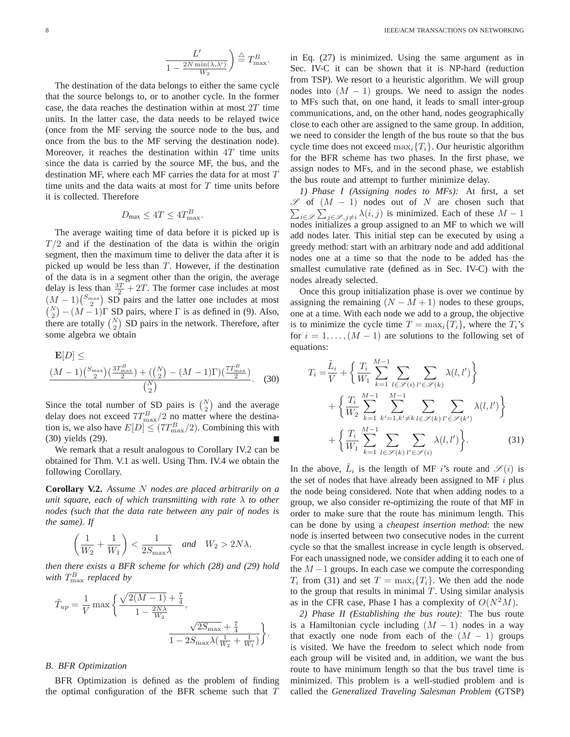$$\left.\frac{L'}{1-\frac{2N\min(\lambda,\lambda')}{W_2}}\right) \triangleq T^B_{\max}.$$

The destination of the data belongs to either the same cycle that the source belongs to, or to another cycle. In the former case, the data reaches the destination within at most $2T$ time units. In the latter case, the data needs to be relayed twice (once from the MF serving the source node to the bus, and once from the bus to the MF serving the destination node). Moreover, it reaches the destination within $4T$ time units since the data is carried by the source MF, the bus, and the destination MF, where each MF carries the data for at most $T$ time units and the data waits at most for $T$ time units before it is collected. Therefore

$$D_{\max} \leq 4T \leq 4T^B_{\max}.$$

The average waiting time of data before it is picked up is $T/2$ and if the destination of the data is within the origin segment, then the maximum time to deliver the data after it is picked up would be less than $T$. However, if the destination of the data is in a segment other than the origin, the average delay is less than $\frac{3T}{2}+2T$. The former case includes at most $(M-1)\binom{S_{\max}}{2}$ SD pairs and the latter one includes at most $\binom{N}{2}-(M-1)\Gamma$ SD pairs, where $\Gamma$ is as defined in (9). Also, there are totally $\binom{N}{2}$ SD pairs in the network. Therefore, after some algebra we obtain

$$\mathbf{E}[D] \leq \frac{(M-1)\binom{S_{\max}}{2}(\frac{3T^B_{\max}}{2}) + (\binom{N}{2}-(M-1)\Gamma)(\frac{7T^B_{\max}}{2})}{\binom{N}{2}}. \quad (30)$$

Since the total number of SD pairs is $\binom{N}{2}$ and the average delay does not exceed $7T^B_{\max}/2$ no matter where the destination is, we also have $E[D] \leq (7T^B_{\max}/2)$. Combining this with (30) yields (29). ∎

We remark that a result analogous to Corollary IV.2 can be obtained for Thm. V.1 as well. Using Thm. IV.4 we obtain the following Corollary.

**Corollary V.2.** *Assume $N$ nodes are placed arbitrarily on a unit square, each of which transmitting with rate $\lambda$ to other nodes (such that the data rate between any pair of nodes is the same). If*

$$\left(\frac{1}{W_2}+\frac{1}{W_1}\right) < \frac{1}{2S_{\max}\lambda} \quad \textit{and} \quad W_2 > 2N\lambda,$$

*then there exists a BFR scheme for which (28) and (29) hold with $T^B_{\max}$ replaced by*

$$\tilde{T}_{up} = \frac{1}{V}\max\left\{\frac{\sqrt{2(M-1)}+\frac{7}{4}}{1-\frac{2N\lambda}{W_2}}, \frac{\sqrt{2S_{\max}}+\frac{7}{4}}{1-2S_{\max}\lambda(\frac{1}{W_2}+\frac{1}{W_1})}\right\}.$$

### *B. BFR Optimization*

BFR Optimization is defined as the problem of finding the optimal configuration of the BFR scheme such that $T$ in Eq. (27) is minimized. Using the same argument as in Sec. IV-C it can be shown that it is NP-hard (reduction from TSP). We resort to a heuristic algorithm. We will group nodes into $(M-1)$ groups. We need to assign the nodes to MFs such that, on one hand, it leads to small inter-group communications, and, on the other hand, nodes geographically close to each other are assigned to the same group. In addition, we need to consider the length of the bus route so that the bus cycle time does not exceed $\max_i\{T_i\}$. Our heuristic algorithm for the BFR scheme has two phases. In the first phase, we assign nodes to MFs, and in the second phase, we establish the bus route and attempt to further minimize delay.

*1) Phase I (Assigning nodes to MFs):* At first, a set $\mathscr{S}$ of $(M-1)$ nodes out of $N$ are chosen such that $\sum_{i\in\mathscr{S}}\sum_{j\in\mathscr{S},j\neq i}\lambda(i,j)$ is minimized. Each of these $M-1$ nodes initializes a group assigned to an MF to which we will add nodes later. This initial step can be executed by using a greedy method: start with an arbitrary node and add additional nodes one at a time so that the node to be added has the smallest cumulative rate (defined as in Sec. IV-C) with the nodes already selected.

Once this group initialization phase is over we continue by assigning the remaining $(N-M+1)$ nodes to these groups, one at a time. With each node we add to a group, the objective is to minimize the cycle time $T=\max_i\{T_i\}$, where the $T_i$'s for $i=1,\ldots,(M-1)$ are solutions to the following set of equations:

$$\begin{aligned} T_i = &\frac{\tilde{L}_i}{V} + \left\{\frac{T_i}{W_1}\sum_{k=1}^{M-1}\sum_{l\in\mathscr{S}(i)}\sum_{l'\in\mathscr{S}(k)}\lambda(l,l')\right\} \\ &+ \left\{\frac{T_i}{W_2}\sum_{k=1}^{M-1}\sum_{k'=1,k'\neq k}^{M-1}\sum_{l\in\mathscr{S}(k)}\sum_{l'\in\mathscr{S}(k')}\lambda(l,l')\right\} \\ &+ \left\{\frac{T_i}{W_1}\sum_{k=1}^{M-1}\sum_{l\in\mathscr{S}(k)}\sum_{l'\in\mathscr{S}(i)}\lambda(l,l')\right\}. \end{aligned} \quad (31)$$

In the above, $\tilde{L}_i$ is the length of MF $i$'s route and $\mathscr{S}(i)$ is the set of nodes that have already been assigned to MF $i$ plus the node being considered. Note that when adding nodes to a group, we also consider re-optimizing the route of that MF in order to make sure that the route has minimum length. This can be done by using a *cheapest insertion method*: the new node is inserted between two consecutive nodes in the current cycle so that the smallest increase in cycle length is observed. For each unassigned node, we consider adding it to each one of the $M-1$ groups. In each case we compute the corresponding $T_i$ from (31) and set $T=\max_i\{T_i\}$. We then add the node to the group that results in minimal $T$. Using similar analysis as in the CFR case, Phase I has a complexity of $O(N^2M)$.

*2) Phase II (Establishing the bus route):* The bus route is a Hamiltonian cycle including $(M-1)$ nodes in a way that exactly one node from each of the $(M-1)$ groups is visited. We have the freedom to select which node from each group will be visited and, in addition, we want the bus route to have minimum length so that the bus travel time is minimized. This problem is a well-studied problem and is called the *Generalized Traveling Salesman Problem* (GTSP)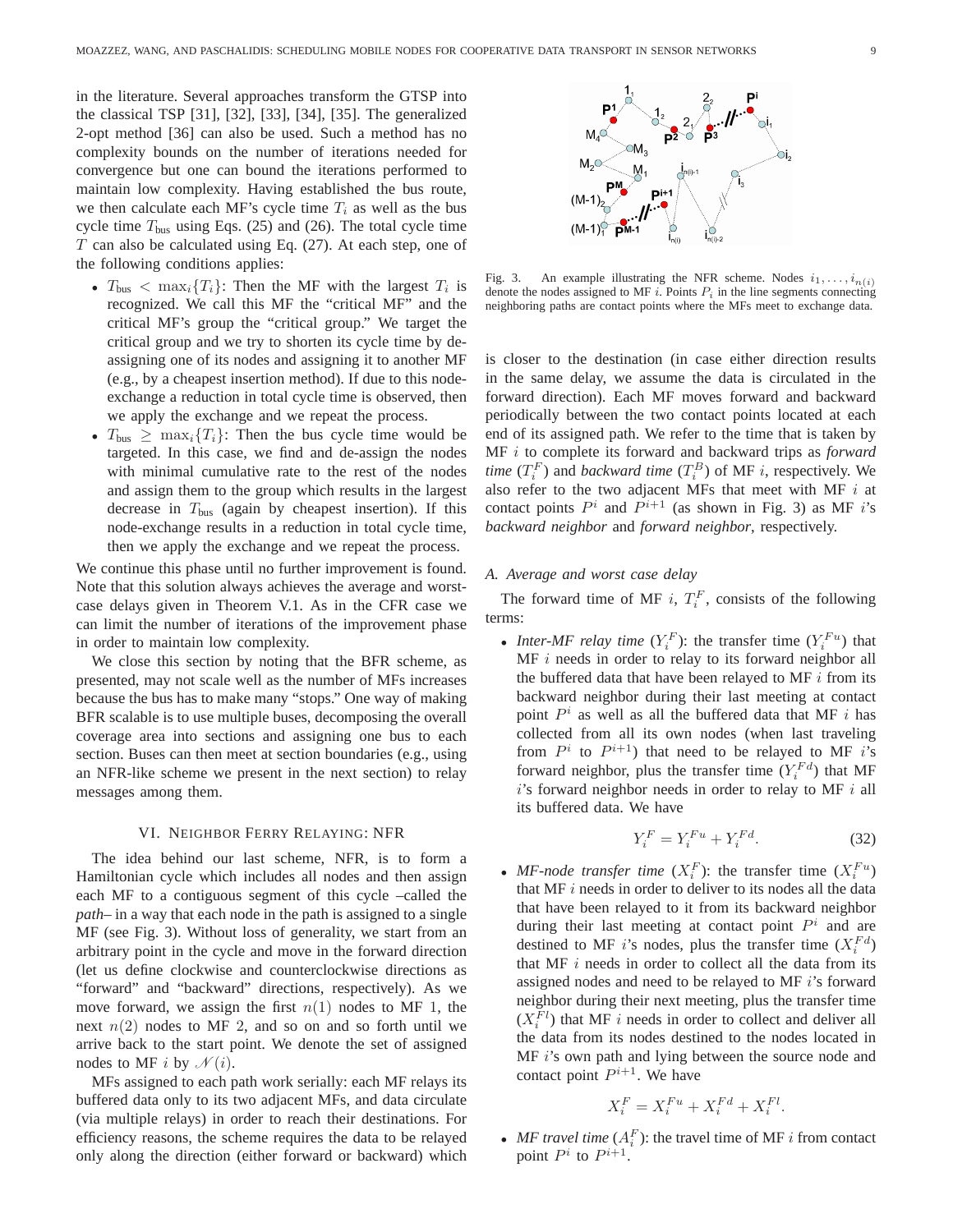in the literature. Several approaches transform the GTSP into the classical TSP [31], [32], [33], [34], [35]. The generalized 2-opt method [36] can also be used. Such a method has no complexity bounds on the number of iterations needed for convergence but one can bound the iterations performed to maintain low complexity. Having established the bus route, we then calculate each MF's cycle time $T_i$ as well as the bus cycle time $T_{\text{bus}}$ using Eqs. (25) and (26). The total cycle time $T$ can also be calculated using Eq. (27). At each step, one of the following conditions applies:

- $T_{\text{bus}} < \max_i\{T_i\}$: Then the MF with the largest $T_i$ is recognized. We call this MF the "critical MF" and the critical MF's group the "critical group." We target the critical group and we try to shorten its cycle time by de-assigning one of its nodes and assigning it to another MF (e.g., by a cheapest insertion method). If due to this node-exchange a reduction in total cycle time is observed, then we apply the exchange and we repeat the process.
- $T_{\text{bus}} \geq \max_i\{T_i\}$: Then the bus cycle time would be targeted. In this case, we find and de-assign the nodes with minimal cumulative rate to the rest of the nodes and assign them to the group which results in the largest decrease in $T_{\text{bus}}$ (again by cheapest insertion). If this node-exchange results in a reduction in total cycle time, then we apply the exchange and we repeat the process.

We continue this phase until no further improvement is found. Note that this solution always achieves the average and worst-case delays given in Theorem V.1. As in the CFR case we can limit the number of iterations of the improvement phase in order to maintain low complexity.

We close this section by noting that the BFR scheme, as presented, may not scale well as the number of MFs increases because the bus has to make many "stops." One way of making BFR scalable is to use multiple buses, decomposing the overall coverage area into sections and assigning one bus to each section. Buses can then meet at section boundaries (e.g., using an NFR-like scheme we present in the next section) to relay messages among them.

## VI. Neighbor Ferry Relaying: NFR

The idea behind our last scheme, NFR, is to form a Hamiltonian cycle which includes all nodes and then assign each MF to a contiguous segment of this cycle –called the *path*– in a way that each node in the path is assigned to a single MF (see Fig. 3). Without loss of generality, we start from an arbitrary point in the cycle and move in the forward direction (let us define clockwise and counterclockwise directions as "forward" and "backward" directions, respectively). As we move forward, we assign the first $n(1)$ nodes to MF 1, the next $n(2)$ nodes to MF 2, and so on and so forth until we arrive back to the start point. We denote the set of assigned nodes to MF $i$ by $\mathscr{N}(i)$.

MFs assigned to each path work serially: each MF relays its buffered data only to its two adjacent MFs, and data circulate (via multiple relays) in order to reach their destinations. For efficiency reasons, the scheme requires the data to be relayed only along the direction (either forward or backward) which

Fig. 3. An example illustrating the NFR scheme. Nodes $i_1, \ldots, i_{n(i)}$ denote the nodes assigned to MF $i$. Points $P_i$ in the line segments connecting neighboring paths are contact points where the MFs meet to exchange data.

is closer to the destination (in case either direction results in the same delay, we assume the data is circulated in the forward direction). Each MF moves forward and backward periodically between the two contact points located at each end of its assigned path. We refer to the time that is taken by MF $i$ to complete its forward and backward trips as *forward time* ($T_i^F$) and *backward time* ($T_i^B$) of MF $i$, respectively. We also refer to the two adjacent MFs that meet with MF $i$ at contact points $P^i$ and $P^{i+1}$ (as shown in Fig. 3) as MF $i$'s *backward neighbor* and *forward neighbor*, respectively.

### A. Average and worst case delay

The forward time of MF $i$, $T_i^F$, consists of the following terms:

- *Inter-MF relay time* ($Y_i^F$): the transfer time ($Y_i^{Fu}$) that MF $i$ needs in order to relay to its forward neighbor all the buffered data that have been relayed to MF $i$ from its backward neighbor during their last meeting at contact point $P^i$ as well as all the buffered data that MF $i$ has collected from all its own nodes (when last traveling from $P^i$ to $P^{i+1}$) that need to be relayed to MF $i$'s forward neighbor, plus the transfer time ($Y_i^{Fd}$) that MF $i$'s forward neighbor needs in order to relay to MF $i$ all its buffered data. We have

$$Y_i^F = Y_i^{Fu} + Y_i^{Fd}. \tag{32}$$

- *MF-node transfer time* ($X_i^F$): the transfer time ($X_i^{Fu}$) that MF $i$ needs in order to deliver to its nodes all the data that have been relayed to it from its backward neighbor during their last meeting at contact point $P^i$ and are destined to MF $i$'s nodes, plus the transfer time ($X_i^{Fd}$) that MF $i$ needs in order to collect all the data from its assigned nodes and need to be relayed to MF $i$'s forward neighbor during their next meeting, plus the transfer time ($X_i^{Fl}$) that MF $i$ needs in order to collect and deliver all the data from its nodes destined to the nodes located in MF $i$'s own path and lying between the source node and contact point $P^{i+1}$. We have

$$X_i^F = X_i^{Fu} + X_i^{Fd} + X_i^{Fl}.$$

- *MF travel time* ($A_i^F$): the travel time of MF $i$ from contact point $P^i$ to $P^{i+1}$.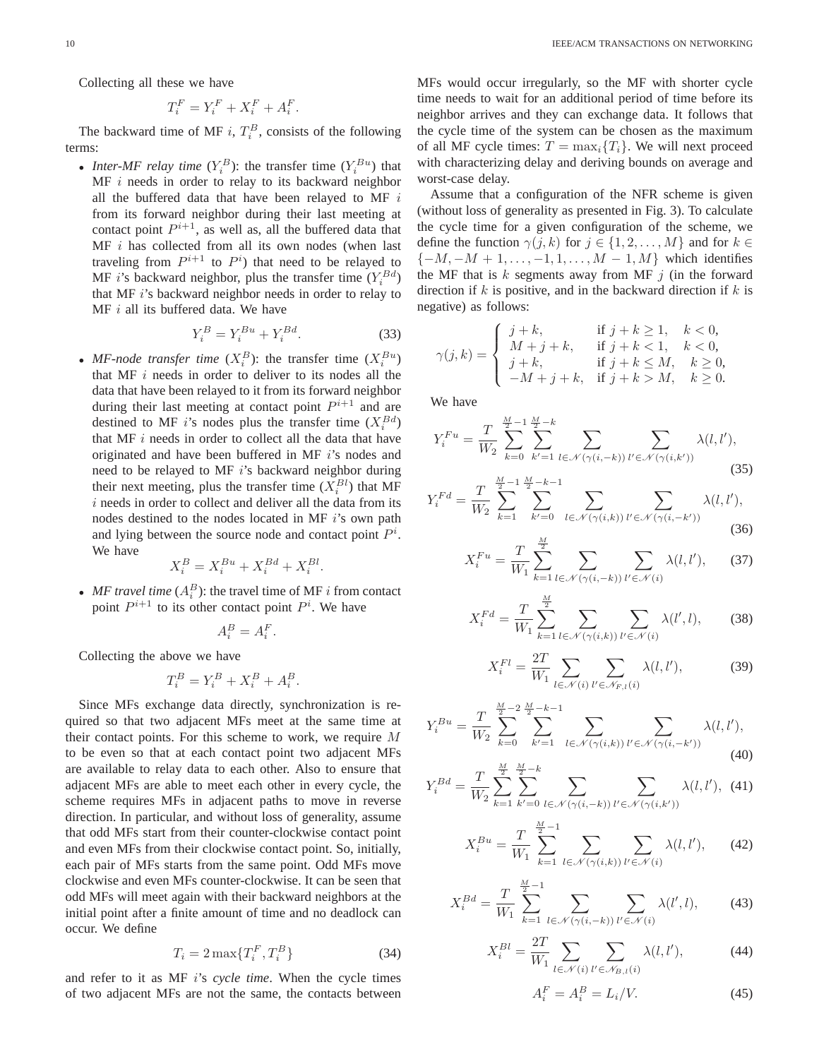Collecting all these we have

$$T_i^F = Y_i^F + X_i^F + A_i^F.$$

The backward time of MF $i$, $T_i^B$, consists of the following terms:

- *Inter-MF relay time* ($Y_i^B$): the transfer time ($Y_i^{Bu}$) that MF $i$ needs in order to relay to its backward neighbor all the buffered data that have been relayed to MF $i$ from its forward neighbor during their last meeting at contact point $P^{i+1}$, as well as, all the buffered data that MF $i$ has collected from all its own nodes (when last traveling from $P^{i+1}$ to $P^i$) that need to be relayed to MF $i$'s backward neighbor, plus the transfer time ($Y_i^{Bd}$) that MF $i$'s backward neighbor needs in order to relay to MF $i$ all its buffered data. We have

$$Y_i^B = Y_i^{Bu} + Y_i^{Bd}. \tag{33}$$

- *MF-node transfer time* ($X_i^B$): the transfer time ($X_i^{Bu}$) that MF $i$ needs in order to deliver to its nodes all the data that have been relayed to it from its forward neighbor during their last meeting at contact point $P^{i+1}$ and are destined to MF $i$'s nodes plus the transfer time ($X_i^{Bd}$) that MF $i$ needs in order to collect all the data that have originated and have been buffered in MF $i$'s nodes and need to be relayed to MF $i$'s backward neighbor during their next meeting, plus the transfer time ($X_i^{Bl}$) that MF $i$ needs in order to collect and deliver all the data from its nodes destined to the nodes located in MF $i$'s own path and lying between the source node and contact point $P^i$. We have

$$X_i^B = X_i^{Bu} + X_i^{Bd} + X_i^{Bl}.$$

- *MF travel time* ($A_i^B$): the travel time of MF $i$ from contact point $P^{i+1}$ to its other contact point $P^i$. We have

$$A_i^B = A_i^F.$$

Collecting the above we have

$$T_i^B = Y_i^B + X_i^B + A_i^B.$$

Since MFs exchange data directly, synchronization is required so that two adjacent MFs meet at the same time at their contact points. For this scheme to work, we require $M$ to be even so that at each contact point two adjacent MFs are available to relay data to each other. Also to ensure that adjacent MFs are able to meet each other in every cycle, the scheme requires MFs in adjacent paths to move in reverse direction. In particular, and without loss of generality, assume that odd MFs start from their counter-clockwise contact point and even MFs from their clockwise contact point. So, initially, each pair of MFs starts from the same point. Odd MFs move clockwise and even MFs counter-clockwise. It can be seen that odd MFs will meet again with their backward neighbors at the initial point after a finite amount of time and no deadlock can occur. We define

$$T_i = 2\max\{T_i^F, T_i^B\} \tag{34}$$

and refer to it as MF $i$'s *cycle time*. When the cycle times of two adjacent MFs are not the same, the contacts between MFs would occur irregularly, so the MF with shorter cycle time needs to wait for an additional period of time before its neighbor arrives and they can exchange data. It follows that the cycle time of the system can be chosen as the maximum of all MF cycle times: $T = \max_i\{T_i\}$. We will next proceed with characterizing delay and deriving bounds on average and worst-case delay.

Assume that a configuration of the NFR scheme is given (without loss of generality as presented in Fig. 3). To calculate the cycle time for a given configuration of the scheme, we define the function $\gamma(j,k)$ for $j \in \{1,2,\ldots,M\}$ and for $k \in \{-M,-M+1,\ldots,-1,1,\ldots,M-1,M\}$ which identifies the MF that is $k$ segments away from MF $j$ (in the forward direction if $k$ is positive, and in the backward direction if $k$ is negative) as follows:

$$\gamma(j,k) = \begin{cases} j+k, & \text{if } j+k \geq 1, \quad k<0, \\ M+j+k, & \text{if } j+k < 1, \quad k<0, \\ j+k, & \text{if } j+k \leq M, \quad k \geq 0, \\ -M+j+k, & \text{if } j+k > M, \quad k \geq 0. \end{cases}$$

We have

$$Y_i^{Fu} = \frac{T}{W_2} \sum_{k=0}^{\frac{M}{2}-1} \sum_{k'=1}^{\frac{M}{2}-k} \sum_{l \in \mathcal{N}(\gamma(i,-k))} \sum_{l' \in \mathcal{N}(\gamma(i,k'))} \lambda(l,l'), \tag{35}$$

$$Y_i^{Fd} = \frac{T}{W_2} \sum_{k=1}^{\frac{M}{2}-1} \sum_{k'=0}^{\frac{M}{2}-k-1} \sum_{l \in \mathcal{N}(\gamma(i,k))} \sum_{l' \in \mathcal{N}(\gamma(i,-k'))} \lambda(l,l'), \tag{36}$$

$$X_i^{Fu} = \frac{T}{W_1} \sum_{k=1}^{\frac{M}{2}} \sum_{l \in \mathcal{N}(\gamma(i,-k))} \sum_{l' \in \mathcal{N}(i)} \lambda(l,l'), \tag{37}$$

$$X_i^{Fd} = \frac{T}{W_1} \sum_{k=1}^{\frac{M}{2}} \sum_{l \in \mathcal{N}(\gamma(i,k))} \sum_{l' \in \mathcal{N}(i)} \lambda(l',l), \tag{38}$$

$$X_i^{Fl} = \frac{2T}{W_1} \sum_{l \in \mathcal{N}(i)} \sum_{l' \in \mathcal{N}_{F,l}(i)} \lambda(l,l'), \tag{39}$$

$$Y_i^{Bu} = \frac{T}{W_2} \sum_{k=0}^{\frac{M}{2}-2} \sum_{k'=1}^{\frac{M}{2}-k-1} \sum_{l \in \mathcal{N}(\gamma(i,k))} \sum_{l' \in \mathcal{N}(\gamma(i,-k'))} \lambda(l,l'), \tag{40}$$

$$Y_i^{Bd} = \frac{T}{W_2} \sum_{k=1}^{\frac{M}{2}} \sum_{k'=0}^{\frac{M}{2}-k} \sum_{l \in \mathcal{N}(\gamma(i,-k))} \sum_{l' \in \mathcal{N}(\gamma(i,k'))} \lambda(l,l'), \tag{41}$$

$$X_i^{Bu} = \frac{T}{W_1} \sum_{k=1}^{\frac{M}{2}-1} \sum_{l \in \mathcal{N}(\gamma(i,k))} \sum_{l' \in \mathcal{N}(i)} \lambda(l,l'), \tag{42}$$

$$X_i^{Bd} = \frac{T}{W_1} \sum_{k=1}^{\frac{M}{2}-1} \sum_{l \in \mathcal{N}(\gamma(i,-k))} \sum_{l' \in \mathcal{N}(i)} \lambda(l',l), \tag{43}$$

$$X_i^{Bl} = \frac{2T}{W_1} \sum_{l \in \mathcal{N}(i)} \sum_{l' \in \mathcal{N}_{B,l}(i)} \lambda(l,l'), \tag{44}$$

$$A_i^F = A_i^B = L_i/V. \tag{45}$$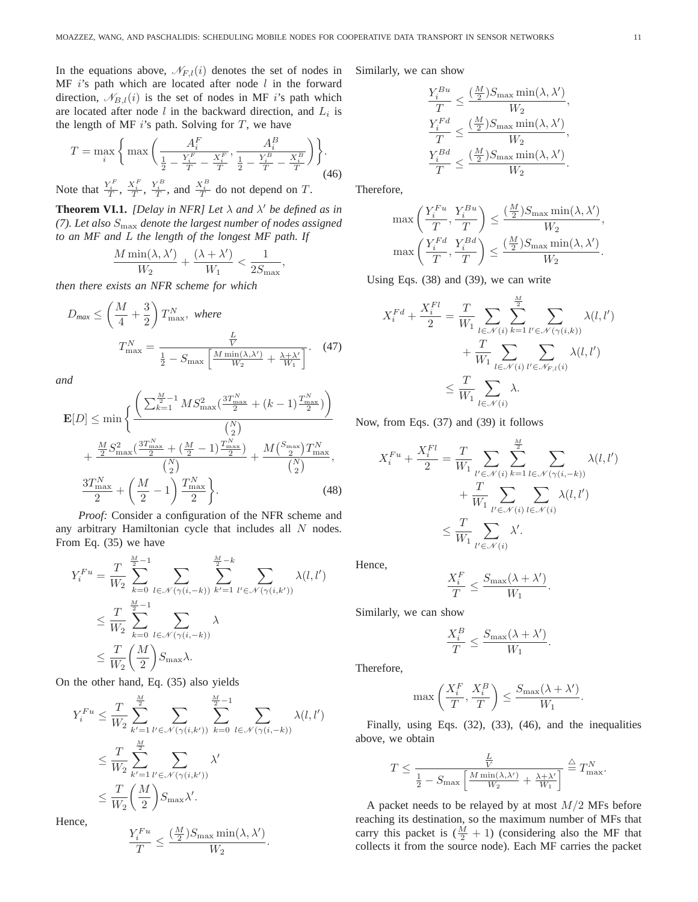In the equations above, $\mathscr{N}_{F,l}(i)$ denotes the set of nodes in MF $i$'s path which are located after node $l$ in the forward direction, $\mathscr{N}_{B,l}(i)$ is the set of nodes in MF $i$'s path which are located after node $l$ in the backward direction, and $L_i$ is the length of MF $i$'s path. Solving for $T$, we have

$$T = \max_i \left\{ \max\left( \frac{A_i^F}{\frac{1}{2} - \frac{Y_i^F}{T} - \frac{X_i^F}{T}}, \frac{A_i^B}{\frac{1}{2} - \frac{Y_i^B}{T} - \frac{X_i^B}{T}} \right) \right\}. \tag{46}$$

Note that $\frac{Y_i^F}{T}$, $\frac{X_i^F}{T}$, $\frac{Y_i^B}{T}$, and $\frac{X_i^B}{T}$ do not depend on $T$.

**Theorem VI.1.** *[Delay in NFR] Let $\lambda$ and $\lambda'$ be defined as in (7). Let also $S_{\max}$ denote the largest number of nodes assigned to an MF and $L$ the length of the longest MF path. If*

$$\frac{M \min(\lambda, \lambda')}{W_2} + \frac{(\lambda + \lambda')}{W_1} < \frac{1}{2S_{\max}},$$

*then there exists an NFR scheme for which*

$$D_{max} \leq \left( \frac{M}{4} + \frac{3}{2} \right) T_{\max}^N, \text{ where}$$
$$T_{\max}^N = \frac{\frac{L}{V}}{\frac{1}{2} - S_{\max}\left[ \frac{M \min(\lambda, \lambda')}{W_2} + \frac{\lambda + \lambda'}{W_1} \right]}. \tag{47}$$

*and*

$$\mathbf{E}[D] \leq \min\Bigg\{ \frac{\left( \sum_{k=1}^{\frac{M}{2}-1} M S_{\max}^2 \left(\frac{3T_{\max}^N}{2} + (k-1)\frac{T_{\max}^N}{2}\right) \right)}{\binom{N}{2}} + \frac{\frac{M}{2} S_{\max}^2 \left(\frac{3T_{\max}^N}{2} + (\frac{M}{2}-1)\frac{T_{\max}^N}{2}\right)}{\binom{N}{2}} + \frac{M\binom{S_{\max}}{2} T_{\max}^N}{\binom{N}{2}}, \frac{3T_{\max}^N}{2} + \left( \frac{M}{2} - 1 \right) \frac{T_{\max}^N}{2} \Bigg\}. \tag{48}$$

*Proof:* Consider a configuration of the NFR scheme and any arbitrary Hamiltonian cycle that includes all $N$ nodes. From Eq. (35) we have

$$\begin{aligned} Y_i^{Fu} &= \frac{T}{W_2} \sum_{k=0}^{\frac{M}{2}-1} \sum_{l \in \mathscr{N}(\gamma(i,-k))} \sum_{k'=1}^{\frac{M}{2}-k} \sum_{l' \in \mathscr{N}(\gamma(i,k'))} \lambda(l,l') \\ &\leq \frac{T}{W_2} \sum_{k=0}^{\frac{M}{2}-1} \sum_{l \in \mathscr{N}(\gamma(i,-k))} \lambda \\ &\leq \frac{T}{W_2} \left( \frac{M}{2} \right) S_{\max} \lambda. \end{aligned}$$

On the other hand, Eq. (35) also yields

$$\begin{aligned} Y_i^{Fu} &\leq \frac{T}{W_2} \sum_{k'=1}^{\frac{M}{2}} \sum_{l' \in \mathscr{N}(\gamma(i,k'))} \sum_{k=0}^{\frac{M}{2}-1} \sum_{l \in \mathscr{N}(\gamma(i,-k))} \lambda(l,l') \\ &\leq \frac{T}{W_2} \sum_{k'=1}^{\frac{M}{2}} \sum_{l' \in \mathscr{N}(\gamma(i,k'))} \lambda' \\ &\leq \frac{T}{W_2} \left( \frac{M}{2} \right) S_{\max} \lambda'. \end{aligned}$$

Hence,

$$\frac{Y_i^{Fu}}{T} \leq \frac{(\frac{M}{2}) S_{\max} \min(\lambda, \lambda')}{W_2}.$$

Similarly, we can show

$$\frac{Y_i^{Bu}}{T} \leq \frac{(\frac{M}{2}) S_{\max} \min(\lambda, \lambda')}{W_2},$$
$$\frac{Y_i^{Fd}}{T} \leq \frac{(\frac{M}{2}) S_{\max} \min(\lambda, \lambda')}{W_2},$$
$$\frac{Y_i^{Bd}}{T} \leq \frac{(\frac{M}{2}) S_{\max} \min(\lambda, \lambda')}{W_2}.$$

Therefore,

$$\max\left( \frac{Y_i^{Fu}}{T}, \frac{Y_i^{Bu}}{T} \right) \leq \frac{(\frac{M}{2}) S_{\max} \min(\lambda, \lambda')}{W_2},$$
$$\max\left( \frac{Y_i^{Fd}}{T}, \frac{Y_i^{Bd}}{T} \right) \leq \frac{(\frac{M}{2}) S_{\max} \min(\lambda, \lambda')}{W_2}.$$

Using Eqs. (38) and (39), we can write

$$\begin{aligned} X_i^{Fd} + \frac{X_i^{Fl}}{2} &= \frac{T}{W_1} \sum_{l \in \mathscr{N}(i)} \sum_{k=1}^{\frac{M}{2}} \sum_{l' \in \mathscr{N}(\gamma(i,k))} \lambda(l,l') \\ &\quad + \frac{T}{W_1} \sum_{l \in \mathscr{N}(i)} \sum_{l' \in \mathscr{N}_{F,l}(i)} \lambda(l,l') \\ &\leq \frac{T}{W_1} \sum_{l \in \mathscr{N}(i)} \lambda. \end{aligned}$$

Now, from Eqs. (37) and (39) it follows

$$\begin{aligned} X_i^{Fu} + \frac{X_i^{Fl}}{2} &= \frac{T}{W_1} \sum_{l' \in \mathscr{N}(i)} \sum_{k=1}^{\frac{M}{2}} \sum_{l \in \mathscr{N}(\gamma(i,-k))} \lambda(l,l') \\ &\quad + \frac{T}{W_1} \sum_{l' \in \mathscr{N}(i)} \sum_{l \in \mathscr{N}(i)} \lambda(l,l') \\ &\leq \frac{T}{W_1} \sum_{l' \in \mathscr{N}(i)} \lambda'. \end{aligned}$$

Hence,

$$\frac{X_i^F}{T} \leq \frac{S_{\max}(\lambda + \lambda')}{W_1}.$$

Similarly, we can show

$$\frac{X_i^B}{T} \leq \frac{S_{\max}(\lambda + \lambda')}{W_1}.$$

Therefore,

$$\max\left( \frac{X_i^F}{T}, \frac{X_i^B}{T} \right) \leq \frac{S_{\max}(\lambda + \lambda')}{W_1}.$$

Finally, using Eqs. (32), (33), (46), and the inequalities above, we obtain

$$T \leq \frac{\frac{L}{V}}{\frac{1}{2} - S_{\max}\left[ \frac{M \min(\lambda, \lambda')}{W_2} + \frac{\lambda + \lambda'}{W_1} \right]} \triangleq T_{\max}^N.$$

A packet needs to be relayed by at most $M/2$ MFs before reaching its destination, so the maximum number of MFs that carry this packet is $(\frac{M}{2} + 1)$ (considering also the MF that collects it from the source node). Each MF carries the packet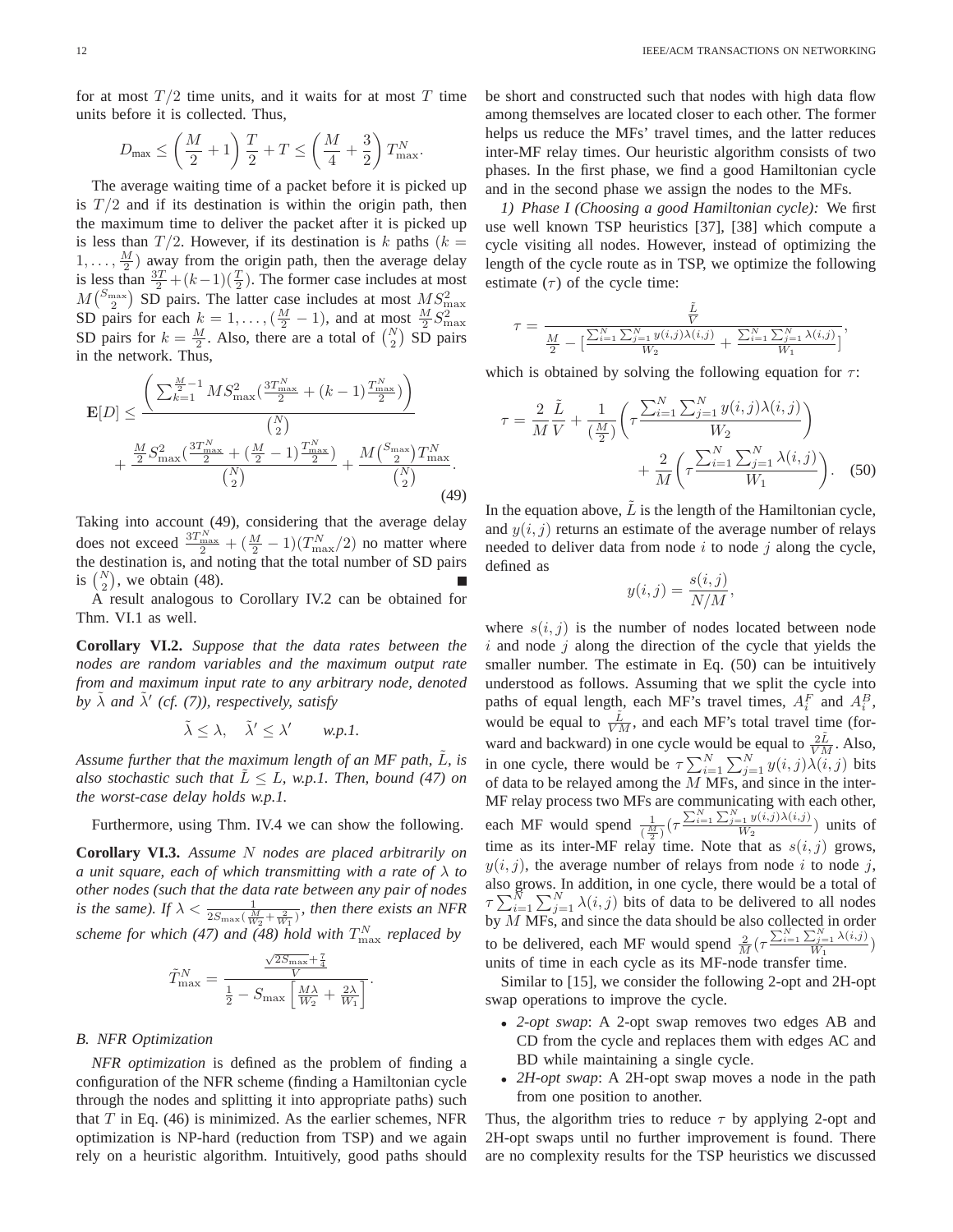for at most $T/2$ time units, and it waits for at most $T$ time units before it is collected. Thus,

$$D_{\max} \leq \left(\frac{M}{2}+1\right)\frac{T}{2} + T \leq \left(\frac{M}{4}+\frac{3}{2}\right) T^N_{\max}.$$

The average waiting time of a packet before it is picked up is $T/2$ and if its destination is within the origin path, then the maximum time to deliver the packet after it is picked up is less than $T/2$. However, if its destination is $k$ paths ($k = 1, \ldots, \frac{M}{2}$) away from the origin path, then the average delay is less than $\frac{3T}{2} + (k-1)(\frac{T}{2})$. The former case includes at most $M\binom{S_{\max}}{2}$ SD pairs. The latter case includes at most $MS^2_{\max}$ SD pairs for each $k = 1, \ldots, (\frac{M}{2}-1)$, and at most $\frac{M}{2}S^2_{\max}$ SD pairs for $k = \frac{M}{2}$. Also, there are a total of $\binom{N}{2}$ SD pairs in the network. Thus,

$$\mathbf{E}[D] \leq \frac{\left(\sum_{k=1}^{\frac{M}{2}-1} MS^2_{\max}(\frac{3T^N_{\max}}{2} + (k-1)\frac{T^N_{\max}}{2})\right)}{\binom{N}{2}} + \frac{\frac{M}{2}S^2_{\max}(\frac{3T^N_{\max}}{2} + (\frac{M}{2}-1)\frac{T^N_{\max}}{2})}{\binom{N}{2}} + \frac{M\binom{S_{\max}}{2}T^N_{\max}}{\binom{N}{2}}. \quad (49)$$

Taking into account (49), considering that the average delay does not exceed $\frac{3T^N_{\max}}{2} + (\frac{M}{2}-1)(T^N_{\max}/2)$ no matter where the destination is, and noting that the total number of SD pairs is $\binom{N}{2}$, we obtain (48). ∎

A result analogous to Corollary IV.2 can be obtained for Thm. VI.1 as well.

**Corollary VI.2.** *Suppose that the data rates between the nodes are random variables and the maximum output rate from and maximum input rate to any arbitrary node, denoted by $\tilde{\lambda}$ and $\tilde{\lambda}'$ (cf. (7)), respectively, satisfy*

$$\tilde{\lambda} \leq \lambda, \quad \tilde{\lambda}' \leq \lambda' \qquad \textit{w.p.1.}$$

*Assume further that the maximum length of an MF path, $\tilde{L}$, is also stochastic such that $\tilde{L} \leq L$, w.p.1. Then, bound (47) on the worst-case delay holds w.p.1.*

Furthermore, using Thm. IV.4 we can show the following.

**Corollary VI.3.** *Assume $N$ nodes are placed arbitrarily on a unit square, each of which transmitting with a rate of $\lambda$ to other nodes (such that the data rate between any pair of nodes is the same). If $\lambda < \frac{1}{2S_{\max}(\frac{M}{W_2}+\frac{2}{W_1})}$, then there exists an NFR scheme for which (47) and (48) hold with $T^N_{\max}$ replaced by*

$$\tilde{T}^N_{\max} = \frac{\frac{\sqrt{2S_{\max}}+\frac{7}{4}}{V}}{\frac{1}{2} - S_{\max}\left[\frac{M\lambda}{W_2} + \frac{2\lambda}{W_1}\right]}.$$

### B. NFR Optimization

*NFR optimization* is defined as the problem of finding a configuration of the NFR scheme (finding a Hamiltonian cycle through the nodes and splitting it into appropriate paths) such that $T$ in Eq. (46) is minimized. As the earlier schemes, NFR optimization is NP-hard (reduction from TSP) and we again rely on a heuristic algorithm. Intuitively, good paths should be short and constructed such that nodes with high data flow among themselves are located closer to each other. The former helps us reduce the MFs' travel times, and the latter reduces inter-MF relay times. Our heuristic algorithm consists of two phases. In the first phase, we find a good Hamiltonian cycle and in the second phase we assign the nodes to the MFs.

*1) Phase I (Choosing a good Hamiltonian cycle):* We first use well known TSP heuristics [37], [38] which compute a cycle visiting all nodes. However, instead of optimizing the length of the cycle route as in TSP, we optimize the following estimate ($\tau$) of the cycle time:

$$\tau = \frac{\frac{\tilde{L}}{V}}{\frac{M}{2} - \left[\frac{\sum_{i=1}^N\sum_{j=1}^N y(i,j)\lambda(i,j)}{W_2} + \frac{\sum_{i=1}^N\sum_{j=1}^N \lambda(i,j)}{W_1}\right]},$$

which is obtained by solving the following equation for $\tau$:

$$\tau = \frac{2}{M}\frac{\tilde{L}}{V} + \frac{1}{(\frac{M}{2})}\left(\tau\frac{\sum_{i=1}^N\sum_{j=1}^N y(i,j)\lambda(i,j)}{W_2}\right) + \frac{2}{M}\left(\tau\frac{\sum_{i=1}^N\sum_{j=1}^N \lambda(i,j)}{W_1}\right). \quad (50)$$

In the equation above, $\tilde{L}$ is the length of the Hamiltonian cycle, and $y(i,j)$ returns an estimate of the average number of relays needed to deliver data from node $i$ to node $j$ along the cycle, defined as

$$y(i,j) = \frac{s(i,j)}{N/M},$$

where $s(i,j)$ is the number of nodes located between node $i$ and node $j$ along the direction of the cycle that yields the smaller number. The estimate in Eq. (50) can be intuitively understood as follows. Assuming that we split the cycle into paths of equal length, each MF's travel times, $A^F_i$ and $A^B_i$, would be equal to $\frac{\tilde{L}}{VM}$, and each MF's total travel time (forward and backward) in one cycle would be equal to $\frac{2\tilde{L}}{VM}$. Also, in one cycle, there would be $\tau\sum_{i=1}^N\sum_{j=1}^N y(i,j)\lambda(i,j)$ bits of data to be relayed among the $M$ MFs, and since in the inter-MF relay process two MFs are communicating with each other, each MF would spend $\frac{1}{(\frac{M}{2})}(\tau\frac{\sum_{i=1}^N\sum_{j=1}^N y(i,j)\lambda(i,j)}{W_2})$ units of time as its inter-MF relay time. Note that as $s(i,j)$ grows, $y(i,j)$, the average number of relays from node $i$ to node $j$, also grows. In addition, in one cycle, there would be a total of $\tau\sum_{i=1}^N\sum_{j=1}^N \lambda(i,j)$ bits of data to be delivered to all nodes by $M$ MFs, and since the data should be also collected in order to be delivered, each MF would spend $\frac{2}{M}(\tau\frac{\sum_{i=1}^N\sum_{j=1}^N \lambda(i,j)}{W_1})$ units of time in each cycle as its MF-node transfer time.

Similar to [15], we consider the following 2-opt and 2H-opt swap operations to improve the cycle.

- *2-opt swap*: A 2-opt swap removes two edges AB and CD from the cycle and replaces them with edges AC and BD while maintaining a single cycle.
- *2H-opt swap*: A 2H-opt swap moves a node in the path from one position to another.

Thus, the algorithm tries to reduce $\tau$ by applying 2-opt and 2H-opt swaps until no further improvement is found. There are no complexity results for the TSP heuristics we discussed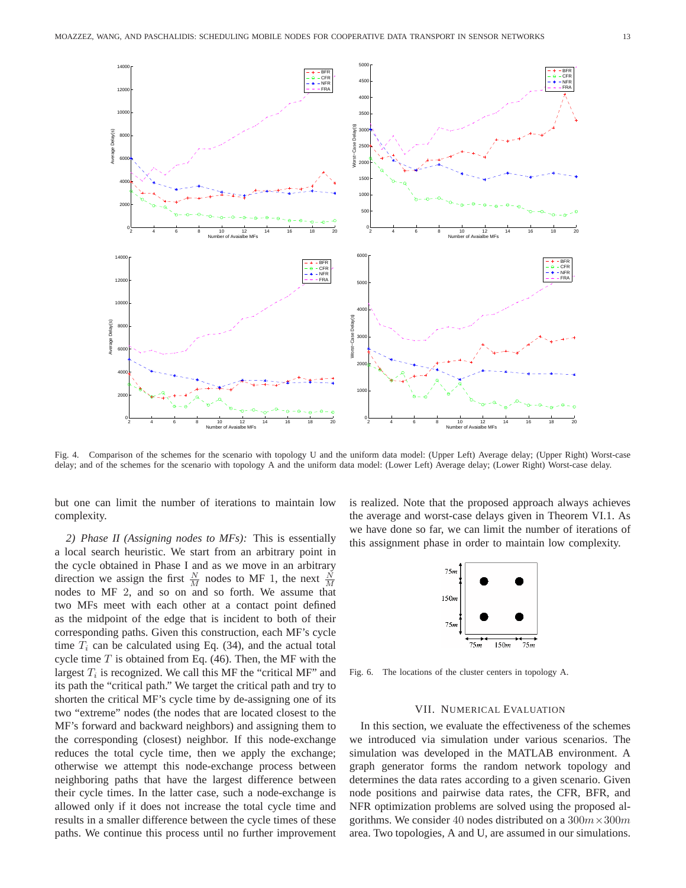Fig. 4. Comparison of the schemes for the scenario with topology U and the uniform data model: (Upper Left) Average delay; (Upper Right) Worst-case delay; and of the schemes for the scenario with topology A and the uniform data model: (Lower Left) Average delay; (Lower Right) Worst-case delay.

but one can limit the number of iterations to maintain low complexity.

*2) Phase II (Assigning nodes to MFs):* This is essentially a local search heuristic. We start from an arbitrary point in the cycle obtained in Phase I and as we move in an arbitrary direction we assign the first $\frac{N}{M}$ nodes to MF 1, the next $\frac{N}{M}$ nodes to MF 2, and so on and so forth. We assume that two MFs meet with each other at a contact point defined as the midpoint of the edge that is incident to both of their corresponding paths. Given this construction, each MF's cycle time $T_i$ can be calculated using Eq. (34), and the actual total cycle time $T$ is obtained from Eq. (46). Then, the MF with the largest $T_i$ is recognized. We call this MF the "critical MF" and its path the "critical path." We target the critical path and try to shorten the critical MF's cycle time by de-assigning one of its two "extreme" nodes (the nodes that are located closest to the MF's forward and backward neighbors) and assigning them to the corresponding (closest) neighbor. If this node-exchange reduces the total cycle time, then we apply the exchange; otherwise we attempt this node-exchange process between neighboring paths that have the largest difference between their cycle times. In the latter case, such a node-exchange is allowed only if it does not increase the total cycle time and results in a smaller difference between the cycle times of these paths. We continue this process until no further improvement is realized. Note that the proposed approach always achieves the average and worst-case delays given in Theorem VI.1. As we have done so far, we can limit the number of iterations of this assignment phase in order to maintain low complexity.

Fig. 6. The locations of the cluster centers in topology A.

## VII. Numerical Evaluation

In this section, we evaluate the effectiveness of the schemes we introduced via simulation under various scenarios. The simulation was developed in the MATLAB environment. A graph generator forms the random network topology and determines the data rates according to a given scenario. Given node positions and pairwise data rates, the CFR, BFR, and NFR optimization problems are solved using the proposed algorithms. We consider 40 nodes distributed on a $300m \times 300m$ area. Two topologies, A and U, are assumed in our simulations.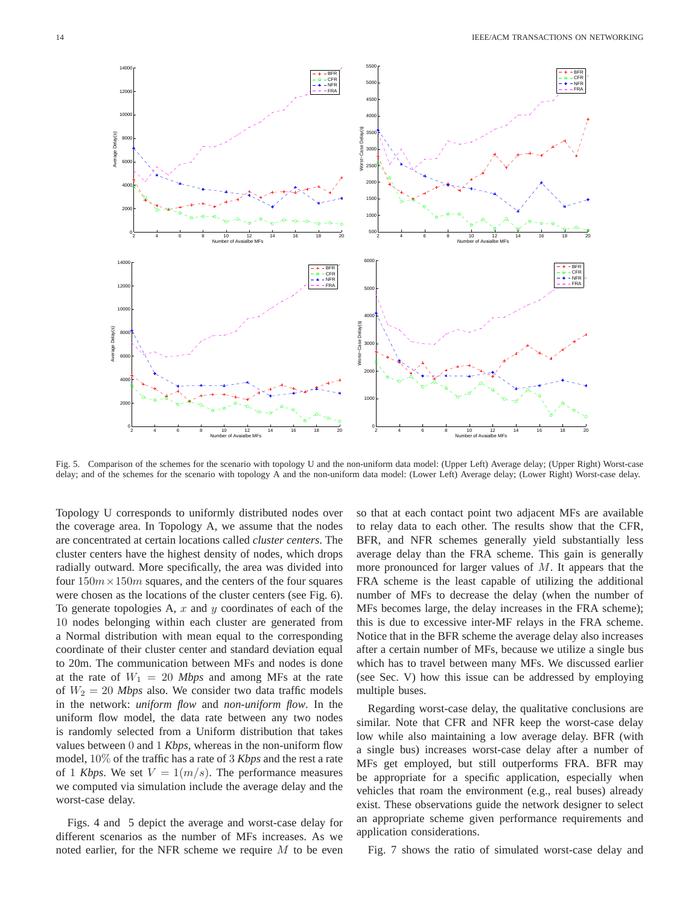Fig. 5. Comparison of the schemes for the scenario with topology U and the non-uniform data model: (Upper Left) Average delay; (Upper Right) Worst-case delay; and of the schemes for the scenario with topology A and the non-uniform data model: (Lower Left) Average delay; (Lower Right) Worst-case delay.

Topology U corresponds to uniformly distributed nodes over the coverage area. In Topology A, we assume that the nodes are concentrated at certain locations called *cluster centers*. The cluster centers have the highest density of nodes, which drops radially outward. More specifically, the area was divided into four $150m \times 150m$ squares, and the centers of the four squares were chosen as the locations of the cluster centers (see Fig. 6). To generate topologies A, $x$ and $y$ coordinates of each of the 10 nodes belonging within each cluster are generated from a Normal distribution with mean equal to the corresponding coordinate of their cluster center and standard deviation equal to 20m. The communication between MFs and nodes is done at the rate of $W_1 = 20$ *Mbps* and among MFs at the rate of $W_2 = 20$ *Mbps* also. We consider two data traffic models in the network: *uniform flow* and *non-uniform flow*. In the uniform flow model, the data rate between any two nodes is randomly selected from a Uniform distribution that takes values between 0 and 1 *Kbps*, whereas in the non-uniform flow model, 10% of the traffic has a rate of 3 *Kbps* and the rest a rate of 1 *Kbps*. We set $V = 1(m/s)$. The performance measures we computed via simulation include the average delay and the worst-case delay.

Figs. 4 and 5 depict the average and worst-case delay for different scenarios as the number of MFs increases. As we noted earlier, for the NFR scheme we require $M$ to be even so that at each contact point two adjacent MFs are available to relay data to each other. The results show that the CFR, BFR, and NFR schemes generally yield substantially less average delay than the FRA scheme. This gain is generally more pronounced for larger values of $M$. It appears that the FRA scheme is the least capable of utilizing the additional number of MFs to decrease the delay (when the number of MFs becomes large, the delay increases in the FRA scheme); this is due to excessive inter-MF relays in the FRA scheme. Notice that in the BFR scheme the average delay also increases after a certain number of MFs, because we utilize a single bus which has to travel between many MFs. We discussed earlier (see Sec. V) how this issue can be addressed by employing multiple buses.

Regarding worst-case delay, the qualitative conclusions are similar. Note that CFR and NFR keep the worst-case delay low while also maintaining a low average delay. BFR (with a single bus) increases worst-case delay after a number of MFs get employed, but still outperforms FRA. BFR may be appropriate for a specific application, especially when vehicles that roam the environment (e.g., real buses) already exist. These observations guide the network designer to select an appropriate scheme given performance requirements and application considerations.

Fig. 7 shows the ratio of simulated worst-case delay and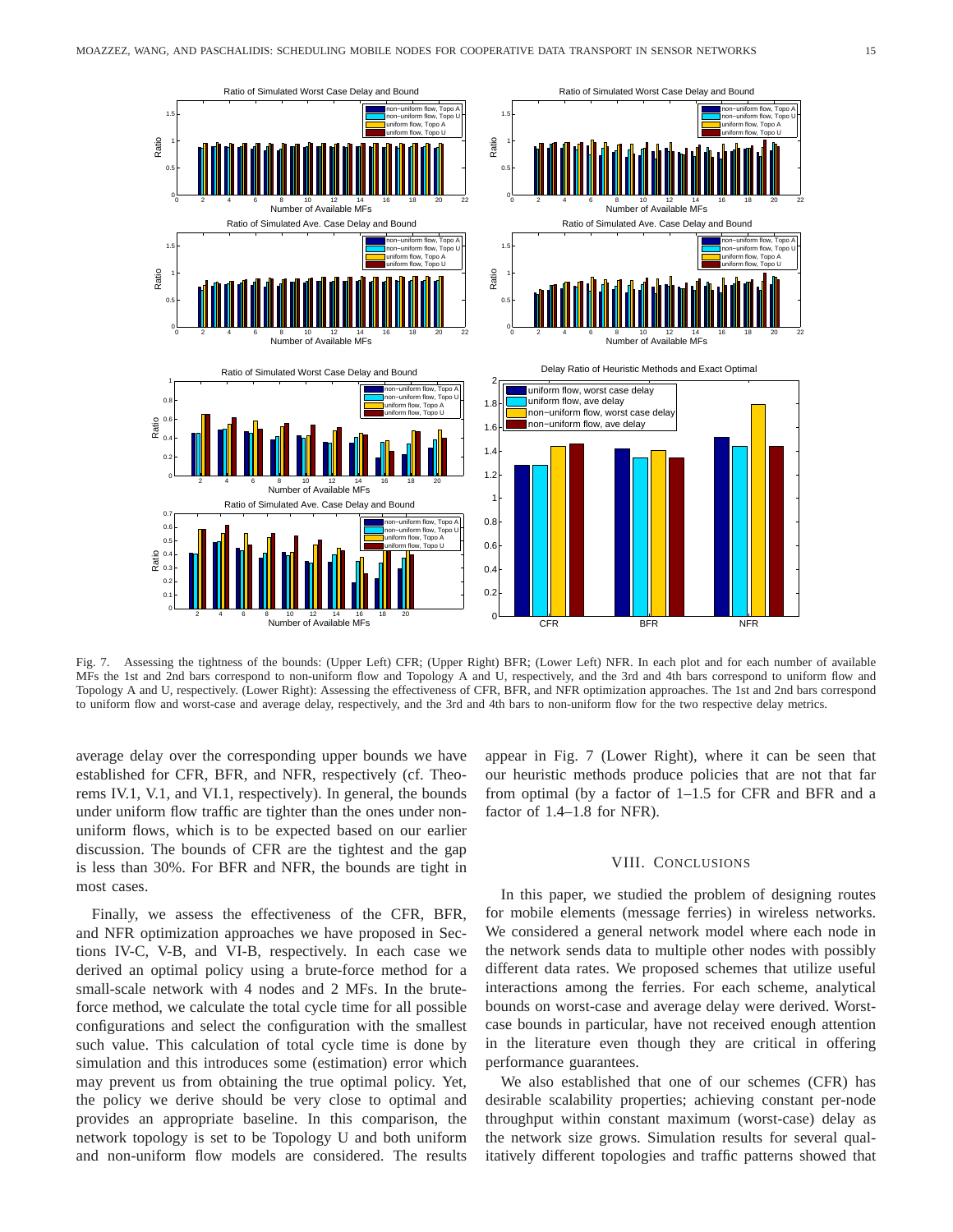Fig. 7. Assessing the tightness of the bounds: (Upper Left) CFR; (Upper Right) BFR; (Lower Left) NFR. In each plot and for each number of available MFs the 1st and 2nd bars correspond to non-uniform flow and Topology A and U, respectively, and the 3rd and 4th bars correspond to uniform flow and Topology A and U, respectively. (Lower Right): Assessing the effectiveness of CFR, BFR, and NFR optimization approaches. The 1st and 2nd bars correspond to uniform flow and worst-case and average delay, respectively, and the 3rd and 4th bars to non-uniform flow for the two respective delay metrics.

average delay over the corresponding upper bounds we have established for CFR, BFR, and NFR, respectively (cf. Theorems IV.1, V.1, and VI.1, respectively). In general, the bounds under uniform flow traffic are tighter than the ones under non-uniform flows, which is to be expected based on our earlier discussion. The bounds of CFR are the tightest and the gap is less than 30%. For BFR and NFR, the bounds are tight in most cases.

Finally, we assess the effectiveness of the CFR, BFR, and NFR optimization approaches we have proposed in Sections IV-C, V-B, and VI-B, respectively. In each case we derived an optimal policy using a brute-force method for a small-scale network with 4 nodes and 2 MFs. In the brute-force method, we calculate the total cycle time for all possible configurations and select the configuration with the smallest such value. This calculation of total cycle time is done by simulation and this introduces some (estimation) error which may prevent us from obtaining the true optimal policy. Yet, the policy we derive should be very close to optimal and provides an appropriate baseline. In this comparison, the network topology is set to be Topology U and both uniform and non-uniform flow models are considered. The results appear in Fig. 7 (Lower Right), where it can be seen that our heuristic methods produce policies that are not that far from optimal (by a factor of 1–1.5 for CFR and BFR and a factor of 1.4–1.8 for NFR).

## VIII. Conclusions

In this paper, we studied the problem of designing routes for mobile elements (message ferries) in wireless networks. We considered a general network model where each node in the network sends data to multiple other nodes with possibly different data rates. We proposed schemes that utilize useful interactions among the ferries. For each scheme, analytical bounds on worst-case and average delay were derived. Worst-case bounds in particular, have not received enough attention in the literature even though they are critical in offering performance guarantees.

We also established that one of our schemes (CFR) has desirable scalability properties; achieving constant per-node throughput within constant maximum (worst-case) delay as the network size grows. Simulation results for several qualitatively different topologies and traffic patterns showed that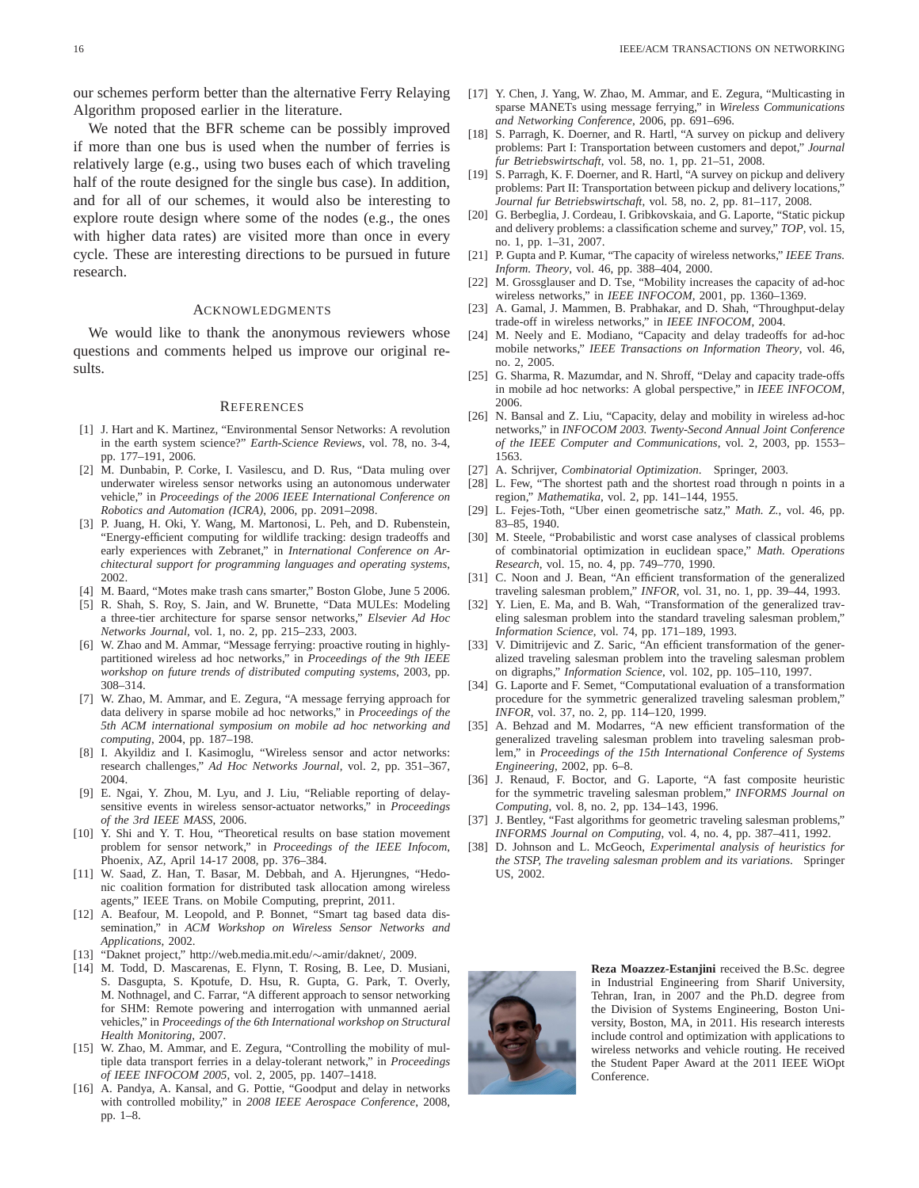our schemes perform better than the alternative Ferry Relaying Algorithm proposed earlier in the literature.

We noted that the BFR scheme can be possibly improved if more than one bus is used when the number of ferries is relatively large (e.g., using two buses each of which traveling half of the route designed for the single bus case). In addition, and for all of our schemes, it would also be interesting to explore route design where some of the nodes (e.g., the ones with higher data rates) are visited more than once in every cycle. These are interesting directions to be pursued in future research.

## ACKNOWLEDGMENTS

We would like to thank the anonymous reviewers whose questions and comments helped us improve our original results.

## REFERENCES

[1] J. Hart and K. Martinez, "Environmental Sensor Networks: A revolution in the earth system science?" *Earth-Science Reviews*, vol. 78, no. 3-4, pp. 177–191, 2006.

[2] M. Dunbabin, P. Corke, I. Vasilescu, and D. Rus, "Data muling over underwater wireless sensor networks using an autonomous underwater vehicle," in *Proceedings of the 2006 IEEE International Conference on Robotics and Automation (ICRA)*, 2006, pp. 2091–2098.

[3] P. Juang, H. Oki, Y. Wang, M. Martonosi, L. Peh, and D. Rubenstein, "Energy-efficient computing for wildlife tracking: design tradeoffs and early experiences with Zebranet," in *International Conference on Architectural support for programming languages and operating systems*, 2002.

[4] M. Baard, "Motes make trash cans smarter," Boston Globe, June 5 2006.

[5] R. Shah, S. Roy, S. Jain, and W. Brunette, "Data MULEs: Modeling a three-tier architecture for sparse sensor networks," *Elsevier Ad Hoc Networks Journal*, vol. 1, no. 2, pp. 215–233, 2003.

[6] W. Zhao and M. Ammar, "Message ferrying: proactive routing in highly-partitioned wireless ad hoc networks," in *Proceedings of the 9th IEEE workshop on future trends of distributed computing systems*, 2003, pp. 308–314.

[7] W. Zhao, M. Ammar, and E. Zegura, "A message ferrying approach for data delivery in sparse mobile ad hoc networks," in *Proceedings of the 5th ACM international symposium on mobile ad hoc networking and computing*, 2004, pp. 187–198.

[8] I. Akyildiz and I. Kasimoglu, "Wireless sensor and actor networks: research challenges," *Ad Hoc Networks Journal*, vol. 2, pp. 351–367, 2004.

[9] E. Ngai, Y. Zhou, M. Lyu, and J. Liu, "Reliable reporting of delay-sensitive events in wireless sensor-actuator networks," in *Proceedings of the 3rd IEEE MASS*, 2006.

[10] Y. Shi and Y. T. Hou, "Theoretical results on base station movement problem for sensor network," in *Proceedings of the IEEE Infocom*, Phoenix, AZ, April 14-17 2008, pp. 376–384.

[11] W. Saad, Z. Han, T. Basar, M. Debbah, and A. Hjerungnes, "Hedonic coalition formation for distributed task allocation among wireless agents," IEEE Trans. on Mobile Computing, preprint, 2011.

[12] A. Beafour, M. Leopold, and P. Bonnet, "Smart tag based data dissemination," in *ACM Workshop on Wireless Sensor Networks and Applications*, 2002.

[13] "Daknet project," http://web.media.mit.edu/∼amir/daknet/, 2009.

[14] M. Todd, D. Mascarenas, E. Flynn, T. Rosing, B. Lee, D. Musiani, S. Dasgupta, S. Kpotufe, D. Hsu, R. Gupta, G. Park, T. Overly, M. Nothnagel, and C. Farrar, "A different approach to sensor networking for SHM: Remote powering and interrogation with unmanned aerial vehicles," in *Proceedings of the 6th International workshop on Structural Health Monitoring*, 2007.

[15] W. Zhao, M. Ammar, and E. Zegura, "Controlling the mobility of multiple data transport ferries in a delay-tolerant network," in *Proceedings of IEEE INFOCOM 2005*, vol. 2, 2005, pp. 1407–1418.

[16] A. Pandya, A. Kansal, and G. Pottie, "Goodput and delay in networks with controlled mobility," in *2008 IEEE Aerospace Conference*, 2008, pp. 1–8.

[17] Y. Chen, J. Yang, W. Zhao, M. Ammar, and E. Zegura, "Multicasting in sparse MANETs using message ferrying," in *Wireless Communications and Networking Conference*, 2006, pp. 691–696.

[18] S. Parragh, K. Doerner, and R. Hartl, "A survey on pickup and delivery problems: Part I: Transportation between customers and depot," *Journal fur Betriebswirtschaft*, vol. 58, no. 1, pp. 21–51, 2008.

[19] S. Parragh, K. F. Doerner, and R. Hartl, "A survey on pickup and delivery problems: Part II: Transportation between pickup and delivery locations," *Journal fur Betriebswirtschaft*, vol. 58, no. 2, pp. 81–117, 2008.

[20] G. Berbeglia, J. Cordeau, I. Gribkovskaia, and G. Laporte, "Static pickup and delivery problems: a classification scheme and survey," *TOP*, vol. 15, no. 1, pp. 1–31, 2007.

[21] P. Gupta and P. Kumar, "The capacity of wireless networks," *IEEE Trans. Inform. Theory*, vol. 46, pp. 388–404, 2000.

[22] M. Grossglauser and D. Tse, "Mobility increases the capacity of ad-hoc wireless networks," in *IEEE INFOCOM*, 2001, pp. 1360–1369.

[23] A. Gamal, J. Mammen, B. Prabhakar, and D. Shah, "Throughput-delay trade-off in wireless networks," in *IEEE INFOCOM*, 2004.

[24] M. Neely and E. Modiano, "Capacity and delay tradeoffs for ad-hoc mobile networks," *IEEE Transactions on Information Theory*, vol. 46, no. 2, 2005.

[25] G. Sharma, R. Mazumdar, and N. Shroff, "Delay and capacity trade-offs in mobile ad hoc networks: A global perspective," in *IEEE INFOCOM*, 2006.

[26] N. Bansal and Z. Liu, "Capacity, delay and mobility in wireless ad-hoc networks," in *INFOCOM 2003. Twenty-Second Annual Joint Conference of the IEEE Computer and Communications*, vol. 2, 2003, pp. 1553–1563.

[27] A. Schrijver, *Combinatorial Optimization*. Springer, 2003.

[28] L. Few, "The shortest path and the shortest road through n points in a region," *Mathematika*, vol. 2, pp. 141–144, 1955.

[29] L. Fejes-Toth, "Uber einen geometrische satz," *Math. Z.*, vol. 46, pp. 83–85, 1940.

[30] M. Steele, "Probabilistic and worst case analyses of classical problems of combinatorial optimization in euclidean space," *Math. Operations Research*, vol. 15, no. 4, pp. 749–770, 1990.

[31] C. Noon and J. Bean, "An efficient transformation of the generalized traveling salesman problem," *INFOR*, vol. 31, no. 1, pp. 39–44, 1993.

[32] Y. Lien, E. Ma, and B. Wah, "Transformation of the generalized traveling salesman problem into the standard traveling salesman problem," *Information Science*, vol. 74, pp. 171–189, 1993.

[33] V. Dimitrijevic and Z. Saric, "An efficient transformation of the generalized traveling salesman problem into the traveling salesman problem on digraphs," *Information Science*, vol. 102, pp. 105–110, 1997.

[34] G. Laporte and F. Semet, "Computational evaluation of a transformation procedure for the symmetric generalized traveling salesman problem," *INFOR*, vol. 37, no. 2, pp. 114–120, 1999.

[35] A. Behzad and M. Modarres, "A new efficient transformation of the generalized traveling salesman problem into traveling salesman problem," in *Proceedings of the 15th International Conference of Systems Engineering*, 2002, pp. 6–8.

[36] J. Renaud, F. Boctor, and G. Laporte, "A fast composite heuristic for the symmetric traveling salesman problem," *INFORMS Journal on Computing*, vol. 8, no. 2, pp. 134–143, 1996.

[37] J. Bentley, "Fast algorithms for geometric traveling salesman problems," *INFORMS Journal on Computing*, vol. 4, no. 4, pp. 387–411, 1992.

[38] D. Johnson and L. McGeoch, *Experimental analysis of heuristics for the STSP, The traveling salesman problem and its variations*. Springer US, 2002.

**Reza Moazzez-Estanjini** received the B.Sc. degree in Industrial Engineering from Sharif University, Tehran, Iran, in 2007 and the Ph.D. degree from the Division of Systems Engineering, Boston University, Boston, MA, in 2011. His research interests include control and optimization with applications to wireless networks and vehicle routing. He received the Student Paper Award at the 2011 IEEE WiOpt Conference.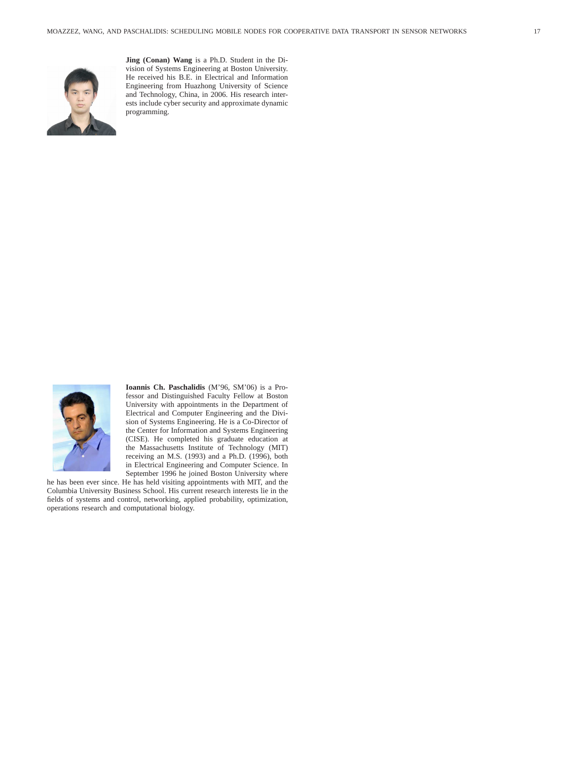**Jing (Conan) Wang** is a Ph.D. Student in the Division of Systems Engineering at Boston University. He received his B.E. in Electrical and Information Engineering from Huazhong University of Science and Technology, China, in 2006. His research interests include cyber security and approximate dynamic programming.

**Ioannis Ch. Paschalidis** (M'96, SM'06) is a Professor and Distinguished Faculty Fellow at Boston University with appointments in the Department of Electrical and Computer Engineering and the Division of Systems Engineering. He is a Co-Director of the Center for Information and Systems Engineering (CISE). He completed his graduate education at the Massachusetts Institute of Technology (MIT) receiving an M.S. (1993) and a Ph.D. (1996), both in Electrical Engineering and Computer Science. In September 1996 he joined Boston University where he has been ever since. He has held visiting appointments with MIT, and the Columbia University Business School. His current research interests lie in the fields of systems and control, networking, applied probability, optimization, operations research and computational biology.